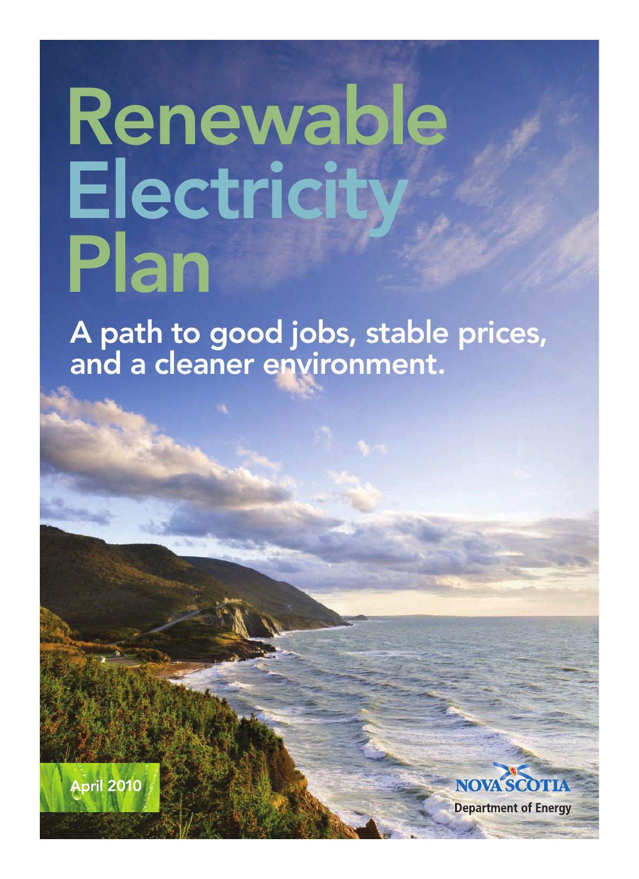# Renewable Electricity Plan

## A path to good jobs, stable prices, and a cleaner environment.

April 2010

NOVA SCOTIA

Department of Energy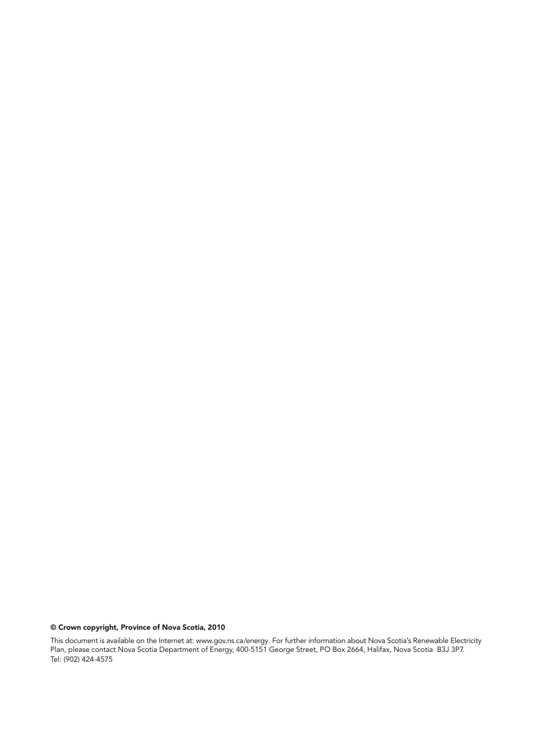**© Crown copyright, Province of Nova Scotia, 2010**

This document is available on the Internet at: www.gov.ns.ca/energy. For further information about Nova Scotia's Renewable Electricity Plan, please contact Nova Scotia Department of Energy, 400-5151 George Street, PO Box 2664, Halifax, Nova Scotia B3J 3P7. Tel: (902) 424-4575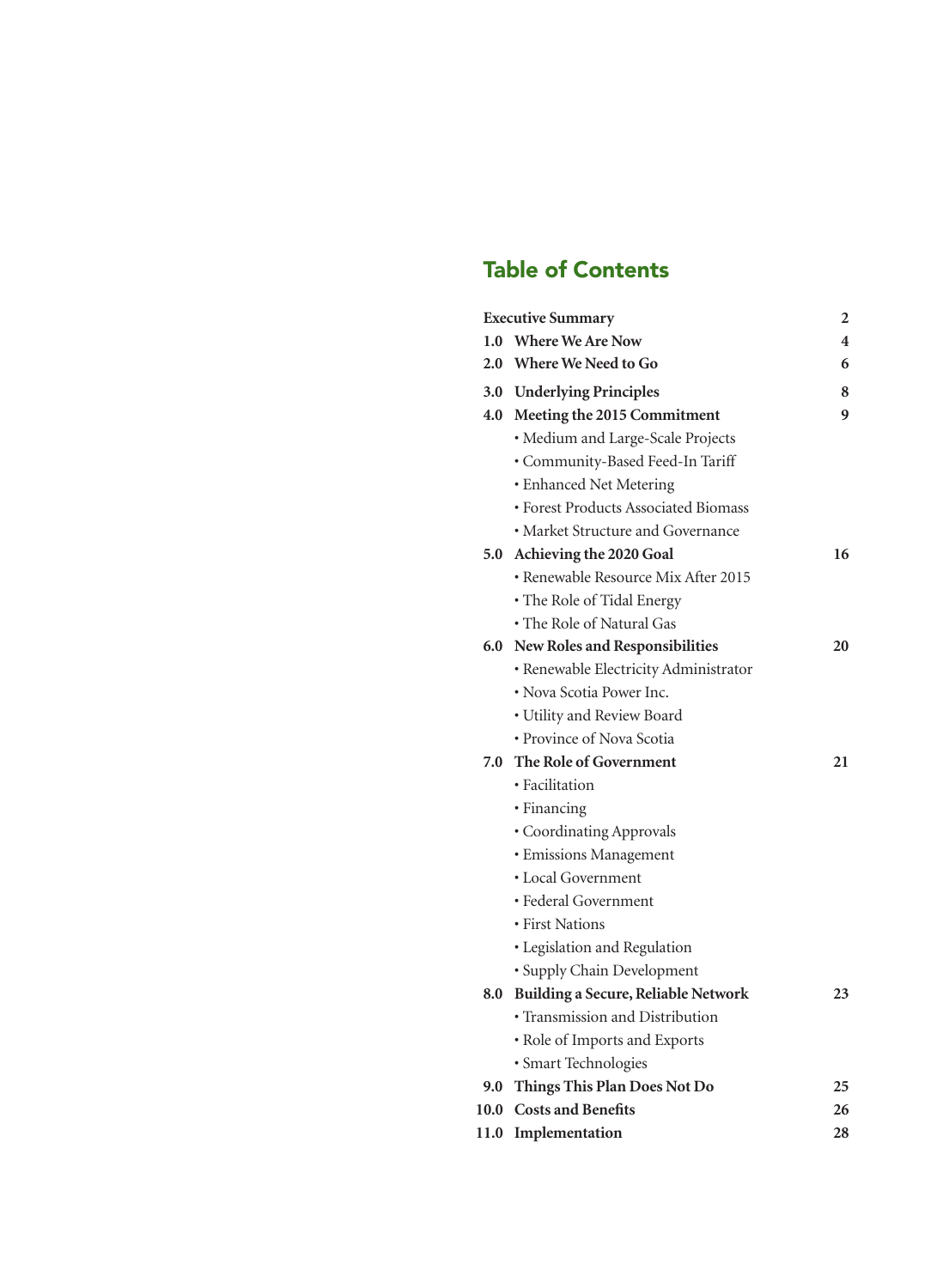# Table of Contents

| | | |
|---|---|---|
| **Executive Summary** | | **2** |
| **1.0** | **Where We Are Now** | **4** |
| **2.0** | **Where We Need to Go** | **6** |
| **3.0** | **Underlying Principles** | **8** |
| **4.0** | **Meeting the 2015 Commitment** | **9** |
| | • Medium and Large-Scale Projects | |
| | • Community-Based Feed-In Tariff | |
| | • Enhanced Net Metering | |
| | • Forest Products Associated Biomass | |
| | • Market Structure and Governance | |
| **5.0** | **Achieving the 2020 Goal** | **16** |
| | • Renewable Resource Mix After 2015 | |
| | • The Role of Tidal Energy | |
| | • The Role of Natural Gas | |
| **6.0** | **New Roles and Responsibilities** | **20** |
| | • Renewable Electricity Administrator | |
| | • Nova Scotia Power Inc. | |
| | • Utility and Review Board | |
| | • Province of Nova Scotia | |
| **7.0** | **The Role of Government** | **21** |
| | • Facilitation | |
| | • Financing | |
| | • Coordinating Approvals | |
| | • Emissions Management | |
| | • Local Government | |
| | • Federal Government | |
| | • First Nations | |
| | • Legislation and Regulation | |
| | • Supply Chain Development | |
| **8.0** | **Building a Secure, Reliable Network** | **23** |
| | • Transmission and Distribution | |
| | • Role of Imports and Exports | |
| | • Smart Technologies | |
| **9.0** | **Things This Plan Does Not Do** | **25** |
| **10.0** | **Costs and Benefits** | **26** |
| **11.0** | **Implementation** | **28** |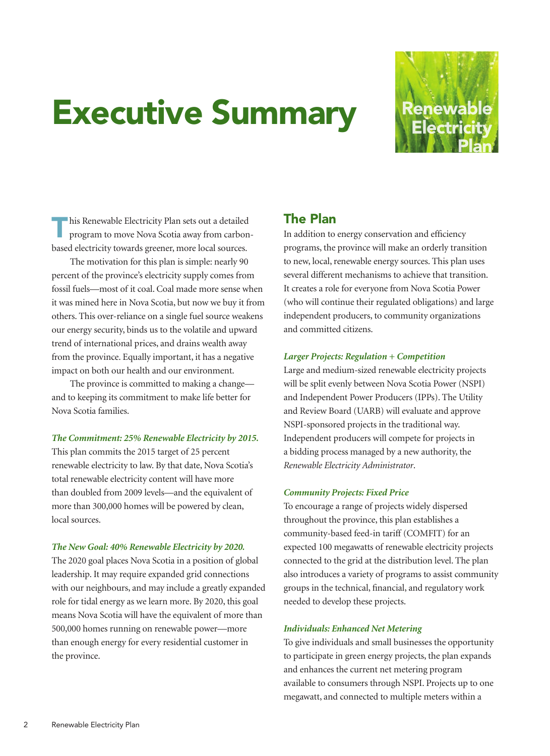# Executive Summary

This Renewable Electricity Plan sets out a detailed program to move Nova Scotia away from carbon-based electricity towards greener, more local sources.

The motivation for this plan is simple: nearly 90 percent of the province's electricity supply comes from fossil fuels—most of it coal. Coal made more sense when it was mined here in Nova Scotia, but now we buy it from others. This over-reliance on a single fuel source weakens our energy security, binds us to the volatile and upward trend of international prices, and drains wealth away from the province. Equally important, it has a negative impact on both our health and our environment.

The province is committed to making a change—and to keeping its commitment to make life better for Nova Scotia families.

***The Commitment: 25% Renewable Electricity by 2015.***

This plan commits the 2015 target of 25 percent renewable electricity to law. By that date, Nova Scotia's total renewable electricity content will have more than doubled from 2009 levels—and the equivalent of more than 300,000 homes will be powered by clean, local sources.

***The New Goal: 40% Renewable Electricity by 2020.***

The 2020 goal places Nova Scotia in a position of global leadership. It may require expanded grid connections with our neighbours, and may include a greatly expanded role for tidal energy as we learn more. By 2020, this goal means Nova Scotia will have the equivalent of more than 500,000 homes running on renewable power—more than enough energy for every residential customer in the province.

## The Plan

In addition to energy conservation and efficiency programs, the province will make an orderly transition to new, local, renewable energy sources. This plan uses several different mechanisms to achieve that transition. It creates a role for everyone from Nova Scotia Power (who will continue their regulated obligations) and large independent producers, to community organizations and committed citizens.

***Larger Projects: Regulation + Competition***

Large and medium-sized renewable electricity projects will be split evenly between Nova Scotia Power (NSPI) and Independent Power Producers (IPPs). The Utility and Review Board (UARB) will evaluate and approve NSPI-sponsored projects in the traditional way. Independent producers will compete for projects in a bidding process managed by a new authority, the *Renewable Electricity Administrator*.

***Community Projects: Fixed Price***

To encourage a range of projects widely dispersed throughout the province, this plan establishes a community-based feed-in tariff (COMFIT) for an expected 100 megawatts of renewable electricity projects connected to the grid at the distribution level. The plan also introduces a variety of programs to assist community groups in the technical, financial, and regulatory work needed to develop these projects.

***Individuals: Enhanced Net Metering***

To give individuals and small businesses the opportunity to participate in green energy projects, the plan expands and enhances the current net metering program available to consumers through NSPI. Projects up to one megawatt, and connected to multiple meters within a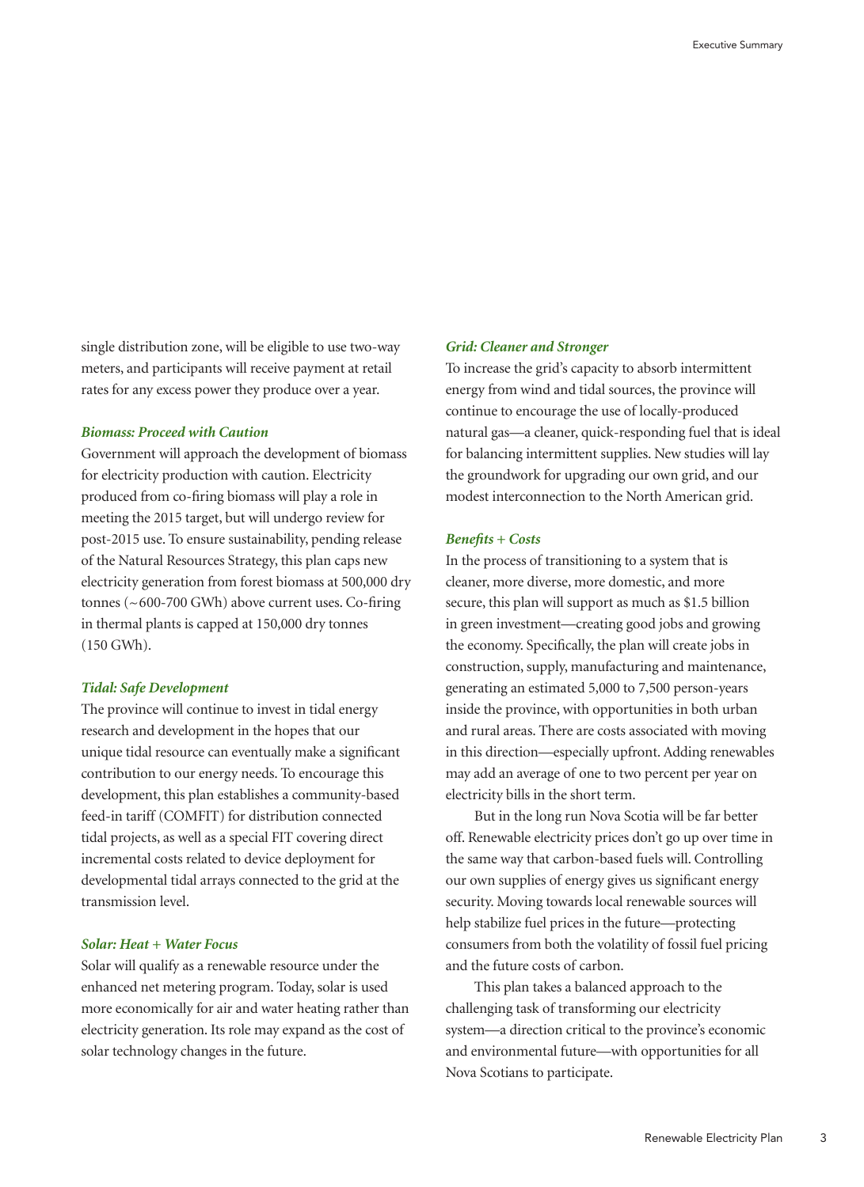single distribution zone, will be eligible to use two-way meters, and participants will receive payment at retail rates for any excess power they produce over a year.

### *Biomass: Proceed with Caution*

Government will approach the development of biomass for electricity production with caution. Electricity produced from co-firing biomass will play a role in meeting the 2015 target, but will undergo review for post-2015 use. To ensure sustainability, pending release of the Natural Resources Strategy, this plan caps new electricity generation from forest biomass at 500,000 dry tonnes (~600-700 GWh) above current uses. Co-firing in thermal plants is capped at 150,000 dry tonnes (150 GWh).

### *Tidal: Safe Development*

The province will continue to invest in tidal energy research and development in the hopes that our unique tidal resource can eventually make a significant contribution to our energy needs. To encourage this development, this plan establishes a community-based feed-in tariff (COMFIT) for distribution connected tidal projects, as well as a special FIT covering direct incremental costs related to device deployment for developmental tidal arrays connected to the grid at the transmission level.

### *Solar: Heat + Water Focus*

Solar will qualify as a renewable resource under the enhanced net metering program. Today, solar is used more economically for air and water heating rather than electricity generation. Its role may expand as the cost of solar technology changes in the future.

### *Grid: Cleaner and Stronger*

To increase the grid's capacity to absorb intermittent energy from wind and tidal sources, the province will continue to encourage the use of locally-produced natural gas—a cleaner, quick-responding fuel that is ideal for balancing intermittent supplies. New studies will lay the groundwork for upgrading our own grid, and our modest interconnection to the North American grid.

### *Benefits + Costs*

In the process of transitioning to a system that is cleaner, more diverse, more domestic, and more secure, this plan will support as much as $1.5 billion in green investment—creating good jobs and growing the economy. Specifically, the plan will create jobs in construction, supply, manufacturing and maintenance, generating an estimated 5,000 to 7,500 person-years inside the province, with opportunities in both urban and rural areas. There are costs associated with moving in this direction—especially upfront. Adding renewables may add an average of one to two percent per year on electricity bills in the short term.

But in the long run Nova Scotia will be far better off. Renewable electricity prices don't go up over time in the same way that carbon-based fuels will. Controlling our own supplies of energy gives us significant energy security. Moving towards local renewable sources will help stabilize fuel prices in the future—protecting consumers from both the volatility of fossil fuel pricing and the future costs of carbon.

This plan takes a balanced approach to the challenging task of transforming our electricity system—a direction critical to the province's economic and environmental future—with opportunities for all Nova Scotians to participate.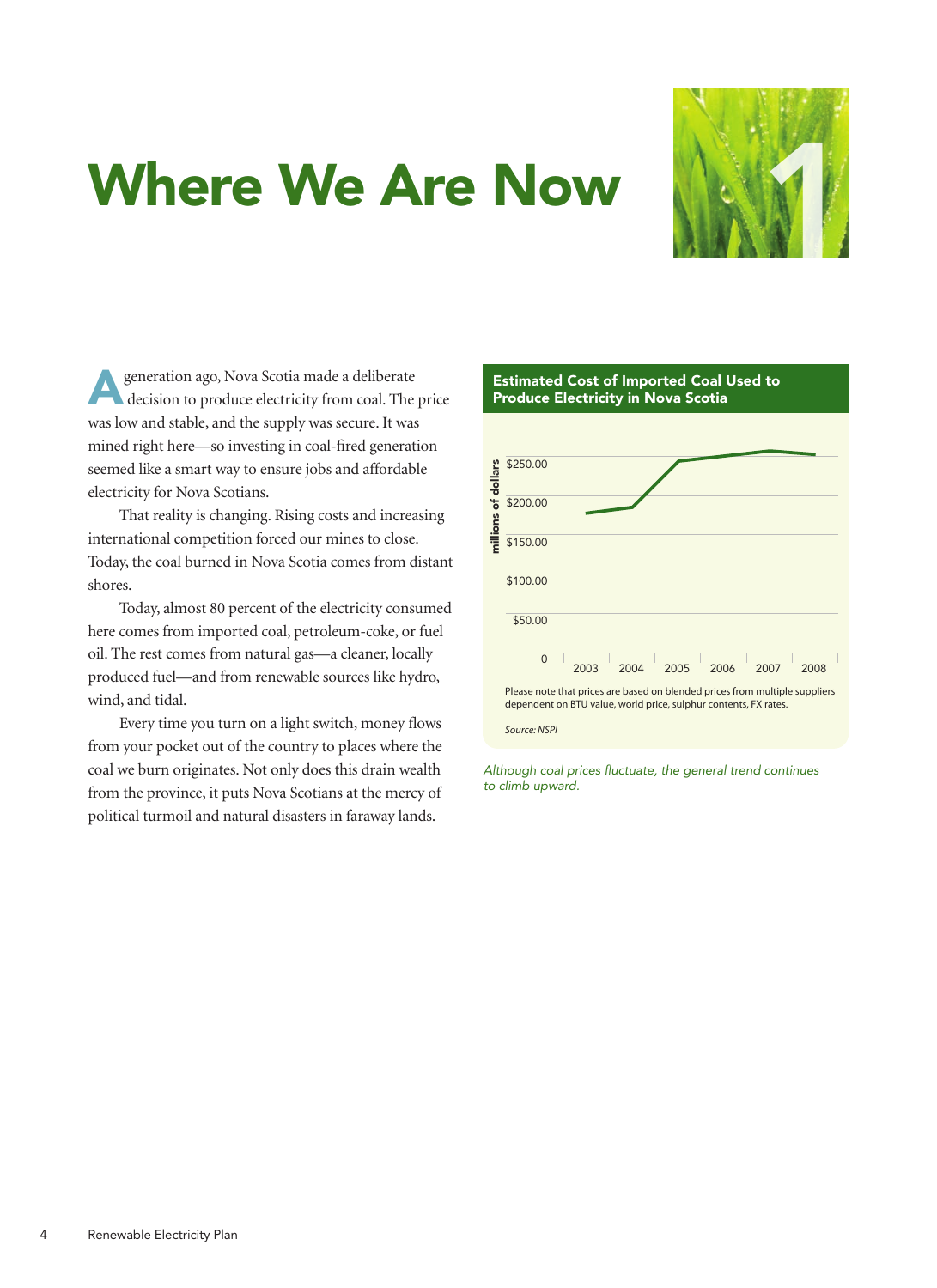# Where We Are Now

A generation ago, Nova Scotia made a deliberate decision to produce electricity from coal. The price was low and stable, and the supply was secure. It was mined right here—so investing in coal-fired generation seemed like a smart way to ensure jobs and affordable electricity for Nova Scotians.

That reality is changing. Rising costs and increasing international competition forced our mines to close. Today, the coal burned in Nova Scotia comes from distant shores.

Today, almost 80 percent of the electricity consumed here comes from imported coal, petroleum-coke, or fuel oil. The rest comes from natural gas—a cleaner, locally produced fuel—and from renewable sources like hydro, wind, and tidal.

Every time you turn on a light switch, money flows from your pocket out of the country to places where the coal we burn originates. Not only does this drain wealth from the province, it puts Nova Scotians at the mercy of political turmoil and natural disasters in faraway lands.

**Estimated Cost of Imported Coal Used to Produce Electricity in Nova Scotia**

millions of dollars: $250.00, $200.00, $150.00, $100.00, $50.00, 0

2003, 2004, 2005, 2006, 2007, 2008

Please note that prices are based on blended prices from multiple suppliers dependent on BTU value, world price, sulphur contents, FX rates.

*Source: NSPI*

*Although coal prices fluctuate, the general trend continues to climb upward.*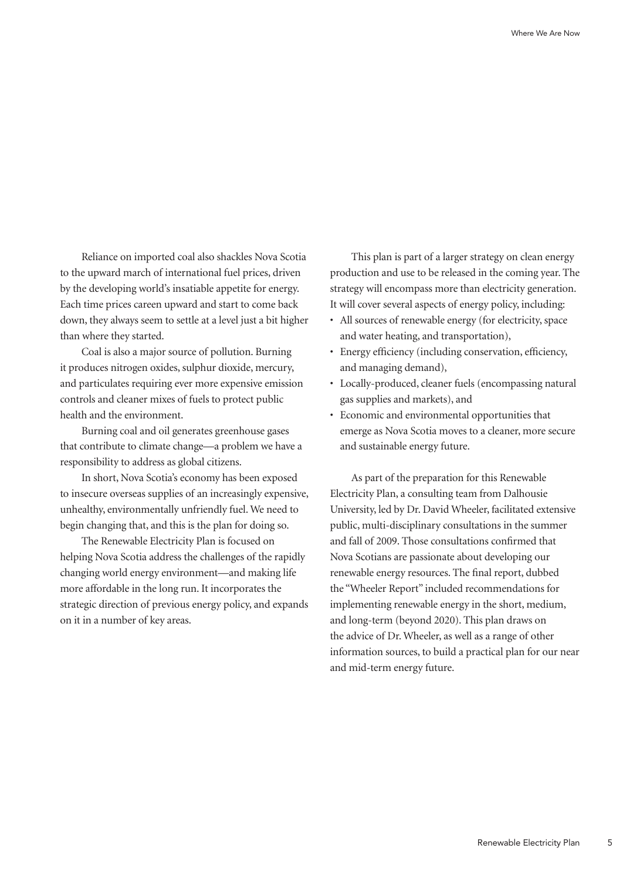Reliance on imported coal also shackles Nova Scotia to the upward march of international fuel prices, driven by the developing world's insatiable appetite for energy. Each time prices careen upward and start to come back down, they always seem to settle at a level just a bit higher than where they started.

Coal is also a major source of pollution. Burning it produces nitrogen oxides, sulphur dioxide, mercury, and particulates requiring ever more expensive emission controls and cleaner mixes of fuels to protect public health and the environment.

Burning coal and oil generates greenhouse gases that contribute to climate change—a problem we have a responsibility to address as global citizens.

In short, Nova Scotia's economy has been exposed to insecure overseas supplies of an increasingly expensive, unhealthy, environmentally unfriendly fuel. We need to begin changing that, and this is the plan for doing so.

The Renewable Electricity Plan is focused on helping Nova Scotia address the challenges of the rapidly changing world energy environment—and making life more affordable in the long run. It incorporates the strategic direction of previous energy policy, and expands on it in a number of key areas.

This plan is part of a larger strategy on clean energy production and use to be released in the coming year. The strategy will encompass more than electricity generation. It will cover several aspects of energy policy, including:

- All sources of renewable energy (for electricity, space and water heating, and transportation),
- Energy efficiency (including conservation, efficiency, and managing demand),
- Locally-produced, cleaner fuels (encompassing natural gas supplies and markets), and
- Economic and environmental opportunities that emerge as Nova Scotia moves to a cleaner, more secure and sustainable energy future.

As part of the preparation for this Renewable Electricity Plan, a consulting team from Dalhousie University, led by Dr. David Wheeler, facilitated extensive public, multi-disciplinary consultations in the summer and fall of 2009. Those consultations confirmed that Nova Scotians are passionate about developing our renewable energy resources. The final report, dubbed the "Wheeler Report" included recommendations for implementing renewable energy in the short, medium, and long-term (beyond 2020). This plan draws on the advice of Dr. Wheeler, as well as a range of other information sources, to build a practical plan for our near and mid-term energy future.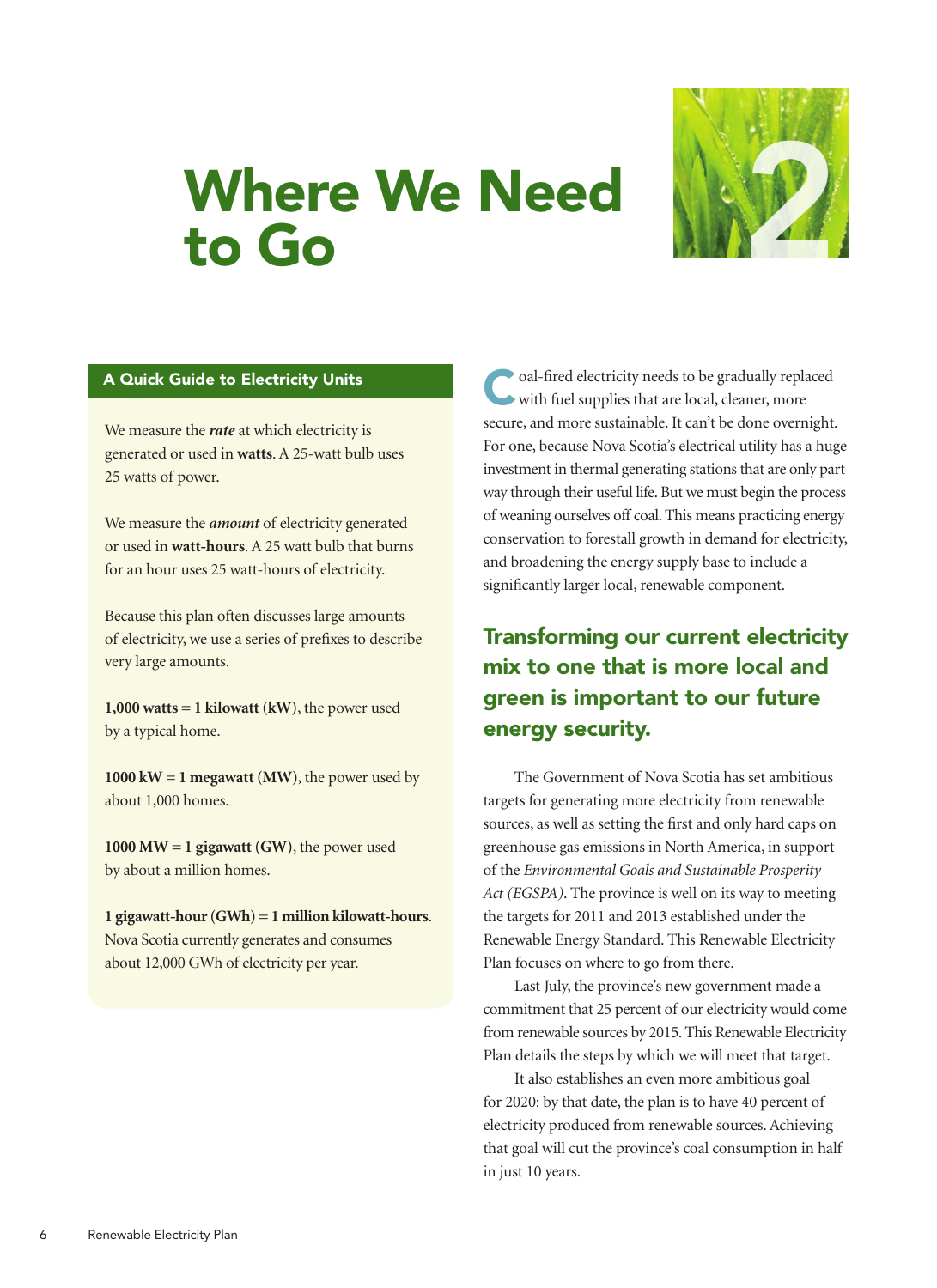# Where We Need to Go

## A Quick Guide to Electricity Units

We measure the ***rate*** at which electricity is generated or used in **watts**. A 25-watt bulb uses 25 watts of power.

We measure the ***amount*** of electricity generated or used in **watt-hours**. A 25 watt bulb that burns for an hour uses 25 watt-hours of electricity.

Because this plan often discusses large amounts of electricity, we use a series of prefixes to describe very large amounts.

**1,000 watts = 1 kilowatt (kW)**, the power used by a typical home.

**1000 kW = 1 megawatt (MW)**, the power used by about 1,000 homes.

**1000 MW = 1 gigawatt (GW)**, the power used by about a million homes.

**1 gigawatt-hour (GWh) = 1 million kilowatt-hours**. Nova Scotia currently generates and consumes about 12,000 GWh of electricity per year.

Coal-fired electricity needs to be gradually replaced with fuel supplies that are local, cleaner, more secure, and more sustainable. It can't be done overnight. For one, because Nova Scotia's electrical utility has a huge investment in thermal generating stations that are only part way through their useful life. But we must begin the process of weaning ourselves off coal. This means practicing energy conservation to forestall growth in demand for electricity, and broadening the energy supply base to include a significantly larger local, renewable component.

### Transforming our current electricity mix to one that is more local and green is important to our future energy security.

The Government of Nova Scotia has set ambitious targets for generating more electricity from renewable sources, as well as setting the first and only hard caps on greenhouse gas emissions in North America, in support of the *Environmental Goals and Sustainable Prosperity Act (EGSPA)*. The province is well on its way to meeting the targets for 2011 and 2013 established under the Renewable Energy Standard. This Renewable Electricity Plan focuses on where to go from there.

Last July, the province's new government made a commitment that 25 percent of our electricity would come from renewable sources by 2015. This Renewable Electricity Plan details the steps by which we will meet that target.

It also establishes an even more ambitious goal for 2020: by that date, the plan is to have 40 percent of electricity produced from renewable sources. Achieving that goal will cut the province's coal consumption in half in just 10 years.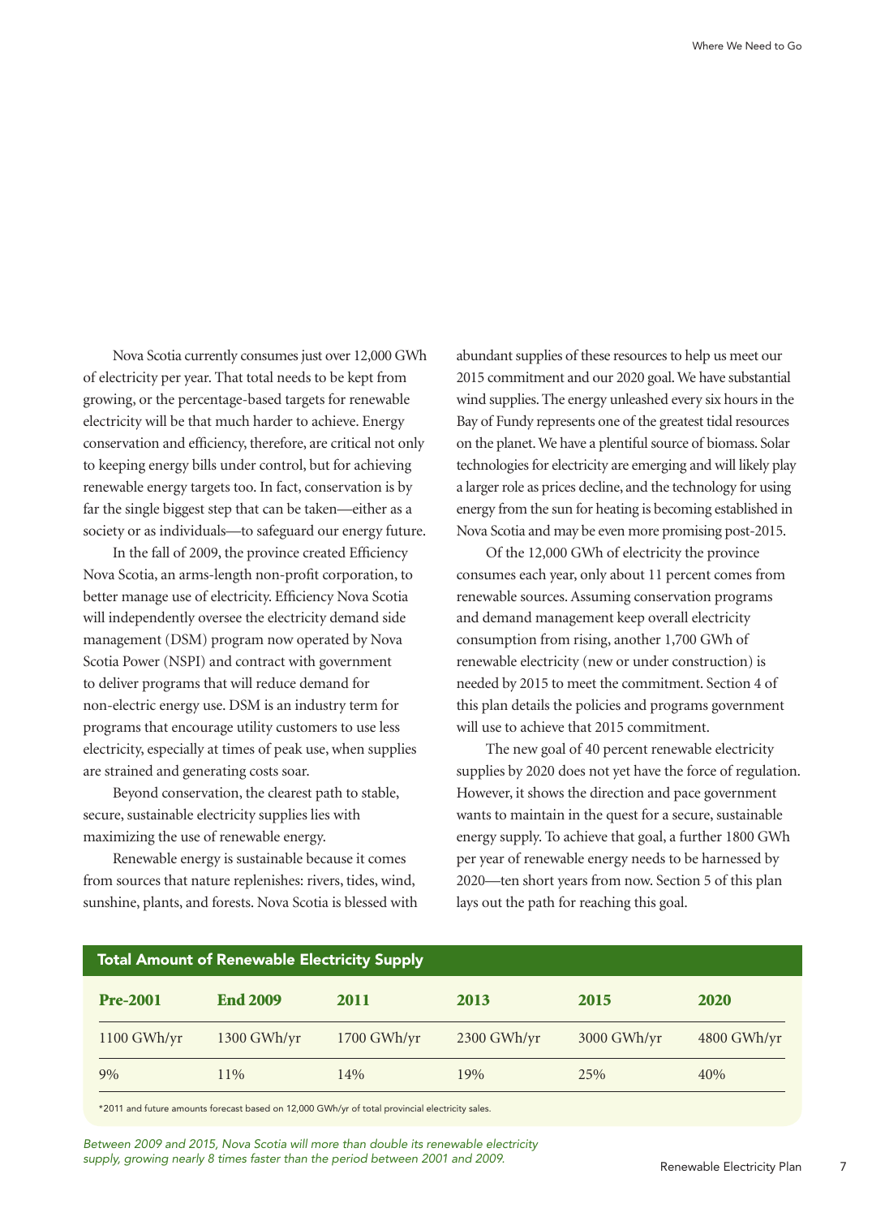Nova Scotia currently consumes just over 12,000 GWh of electricity per year. That total needs to be kept from growing, or the percentage-based targets for renewable electricity will be that much harder to achieve. Energy conservation and efficiency, therefore, are critical not only to keeping energy bills under control, but for achieving renewable energy targets too. In fact, conservation is by far the single biggest step that can be taken—either as a society or as individuals—to safeguard our energy future.

In the fall of 2009, the province created Efficiency Nova Scotia, an arms-length non-profit corporation, to better manage use of electricity. Efficiency Nova Scotia will independently oversee the electricity demand side management (DSM) program now operated by Nova Scotia Power (NSPI) and contract with government to deliver programs that will reduce demand for non-electric energy use. DSM is an industry term for programs that encourage utility customers to use less electricity, especially at times of peak use, when supplies are strained and generating costs soar.

Beyond conservation, the clearest path to stable, secure, sustainable electricity supplies lies with maximizing the use of renewable energy.

Renewable energy is sustainable because it comes from sources that nature replenishes: rivers, tides, wind, sunshine, plants, and forests. Nova Scotia is blessed with abundant supplies of these resources to help us meet our 2015 commitment and our 2020 goal. We have substantial wind supplies. The energy unleashed every six hours in the Bay of Fundy represents one of the greatest tidal resources on the planet. We have a plentiful source of biomass. Solar technologies for electricity are emerging and will likely play a larger role as prices decline, and the technology for using energy from the sun for heating is becoming established in Nova Scotia and may be even more promising post-2015.

Of the 12,000 GWh of electricity the province consumes each year, only about 11 percent comes from renewable sources. Assuming conservation programs and demand management keep overall electricity consumption from rising, another 1,700 GWh of renewable electricity (new or under construction) is needed by 2015 to meet the commitment. Section 4 of this plan details the policies and programs government will use to achieve that 2015 commitment.

The new goal of 40 percent renewable electricity supplies by 2020 does not yet have the force of regulation. However, it shows the direction and pace government wants to maintain in the quest for a secure, sustainable energy supply. To achieve that goal, a further 1800 GWh per year of renewable energy needs to be harnessed by 2020—ten short years from now. Section 5 of this plan lays out the path for reaching this goal.

**Total Amount of Renewable Electricity Supply**

| Pre-2001 | End 2009 | 2011 | 2013 | 2015 | 2020 |
|---|---|---|---|---|---|
| 1100 GWh/yr | 1300 GWh/yr | 1700 GWh/yr | 2300 GWh/yr | 3000 GWh/yr | 4800 GWh/yr |
| 9% | 11% | 14% | 19% | 25% | 40% |

*2011 and future amounts forecast based on 12,000 GWh/yr of total provincial electricity sales.

*Between 2009 and 2015, Nova Scotia will more than double its renewable electricity supply, growing nearly 8 times faster than the period between 2001 and 2009.*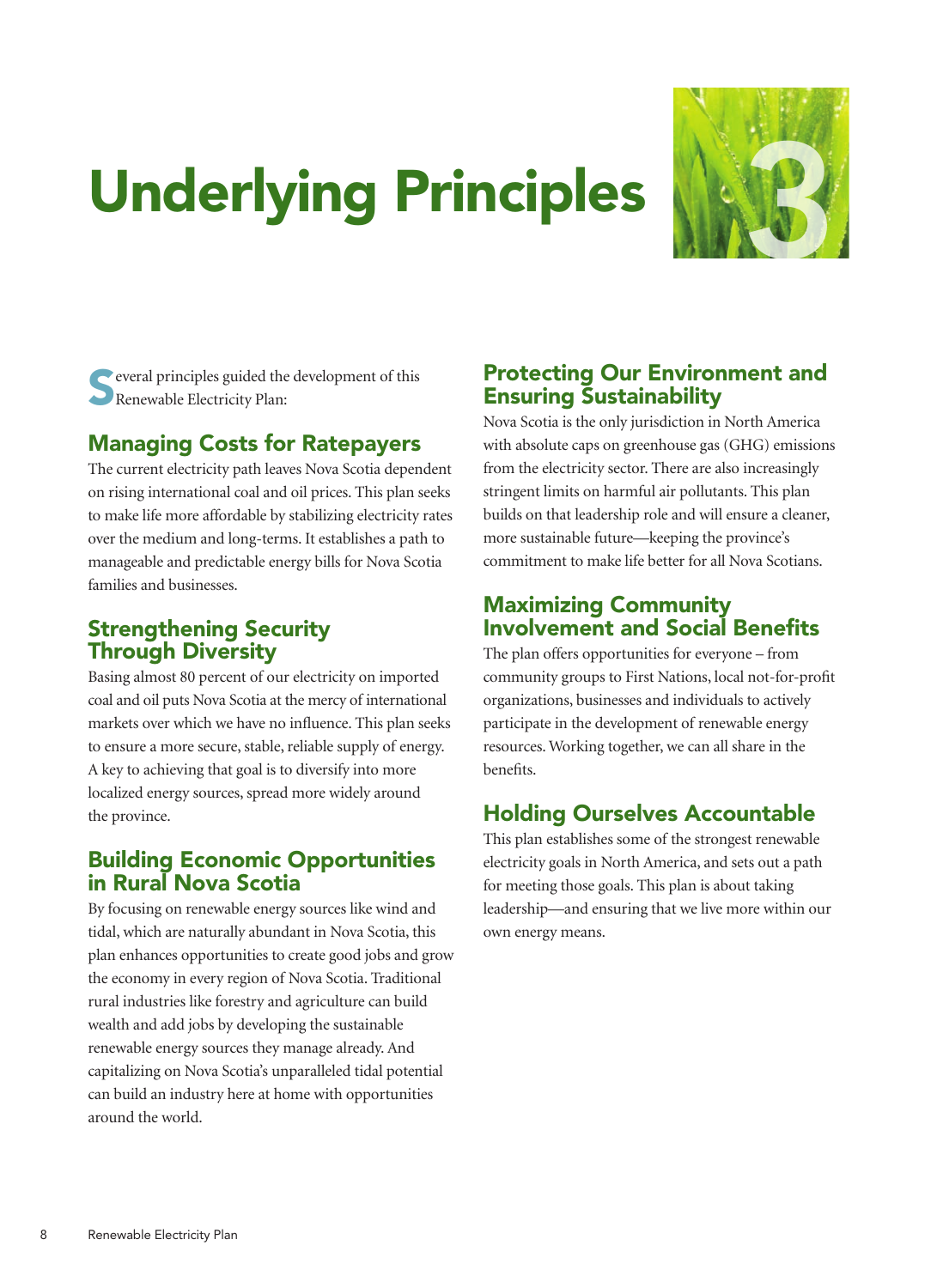# Underlying Principles

Several principles guided the development of this Renewable Electricity Plan:

## Managing Costs for Ratepayers

The current electricity path leaves Nova Scotia dependent on rising international coal and oil prices. This plan seeks to make life more affordable by stabilizing electricity rates over the medium and long-terms. It establishes a path to manageable and predictable energy bills for Nova Scotia families and businesses.

## Strengthening Security Through Diversity

Basing almost 80 percent of our electricity on imported coal and oil puts Nova Scotia at the mercy of international markets over which we have no influence. This plan seeks to ensure a more secure, stable, reliable supply of energy. A key to achieving that goal is to diversify into more localized energy sources, spread more widely around the province.

## Building Economic Opportunities in Rural Nova Scotia

By focusing on renewable energy sources like wind and tidal, which are naturally abundant in Nova Scotia, this plan enhances opportunities to create good jobs and grow the economy in every region of Nova Scotia. Traditional rural industries like forestry and agriculture can build wealth and add jobs by developing the sustainable renewable energy sources they manage already. And capitalizing on Nova Scotia's unparalleled tidal potential can build an industry here at home with opportunities around the world.

## Protecting Our Environment and Ensuring Sustainability

Nova Scotia is the only jurisdiction in North America with absolute caps on greenhouse gas (GHG) emissions from the electricity sector. There are also increasingly stringent limits on harmful air pollutants. This plan builds on that leadership role and will ensure a cleaner, more sustainable future—keeping the province's commitment to make life better for all Nova Scotians.

## Maximizing Community Involvement and Social Benefits

The plan offers opportunities for everyone – from community groups to First Nations, local not-for-profit organizations, businesses and individuals to actively participate in the development of renewable energy resources. Working together, we can all share in the benefits.

## Holding Ourselves Accountable

This plan establishes some of the strongest renewable electricity goals in North America, and sets out a path for meeting those goals. This plan is about taking leadership—and ensuring that we live more within our own energy means.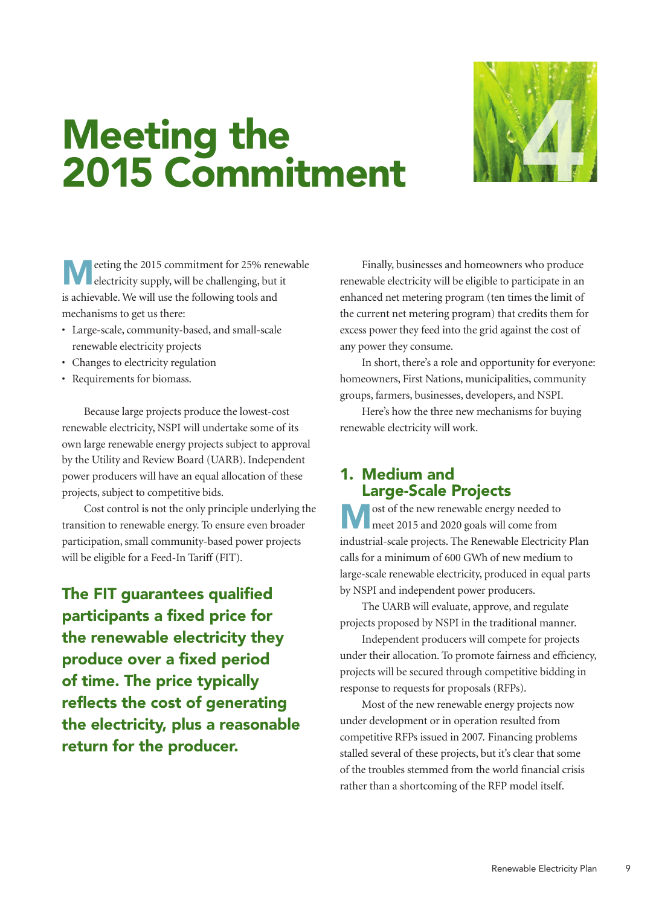// Meeting the 2015 Commitment

# Meeting the 2015 Commitment

Meeting the 2015 commitment for 25% renewable electricity supply, will be challenging, but it is achievable. We will use the following tools and mechanisms to get us there:

- Large-scale, community-based, and small-scale renewable electricity projects
- Changes to electricity regulation
- Requirements for biomass.

Because large projects produce the lowest-cost renewable electricity, NSPI will undertake some of its own large renewable energy projects subject to approval by the Utility and Review Board (UARB). Independent power producers will have an equal allocation of these projects, subject to competitive bids.

Cost control is not the only principle underlying the transition to renewable energy. To ensure even broader participation, small community-based power projects will be eligible for a Feed-In Tariff (FIT).

**The FIT guarantees qualified participants a fixed price for the renewable electricity they produce over a fixed period of time. The price typically reflects the cost of generating the electricity, plus a reasonable return for the producer.**

Finally, businesses and homeowners who produce renewable electricity will be eligible to participate in an enhanced net metering program (ten times the limit of the current net metering program) that credits them for excess power they feed into the grid against the cost of any power they consume.

In short, there's a role and opportunity for everyone: homeowners, First Nations, municipalities, community groups, farmers, businesses, developers, and NSPI.

Here's how the three new mechanisms for buying renewable electricity will work.

## 1. Medium and Large-Scale Projects

Most of the new renewable energy needed to meet 2015 and 2020 goals will come from industrial-scale projects. The Renewable Electricity Plan calls for a minimum of 600 GWh of new medium to large-scale renewable electricity, produced in equal parts by NSPI and independent power producers.

The UARB will evaluate, approve, and regulate projects proposed by NSPI in the traditional manner.

Independent producers will compete for projects under their allocation. To promote fairness and efficiency, projects will be secured through competitive bidding in response to requests for proposals (RFPs).

Most of the new renewable energy projects now under development or in operation resulted from competitive RFPs issued in 2007. Financing problems stalled several of these projects, but it's clear that some of the troubles stemmed from the world financial crisis rather than a shortcoming of the RFP model itself.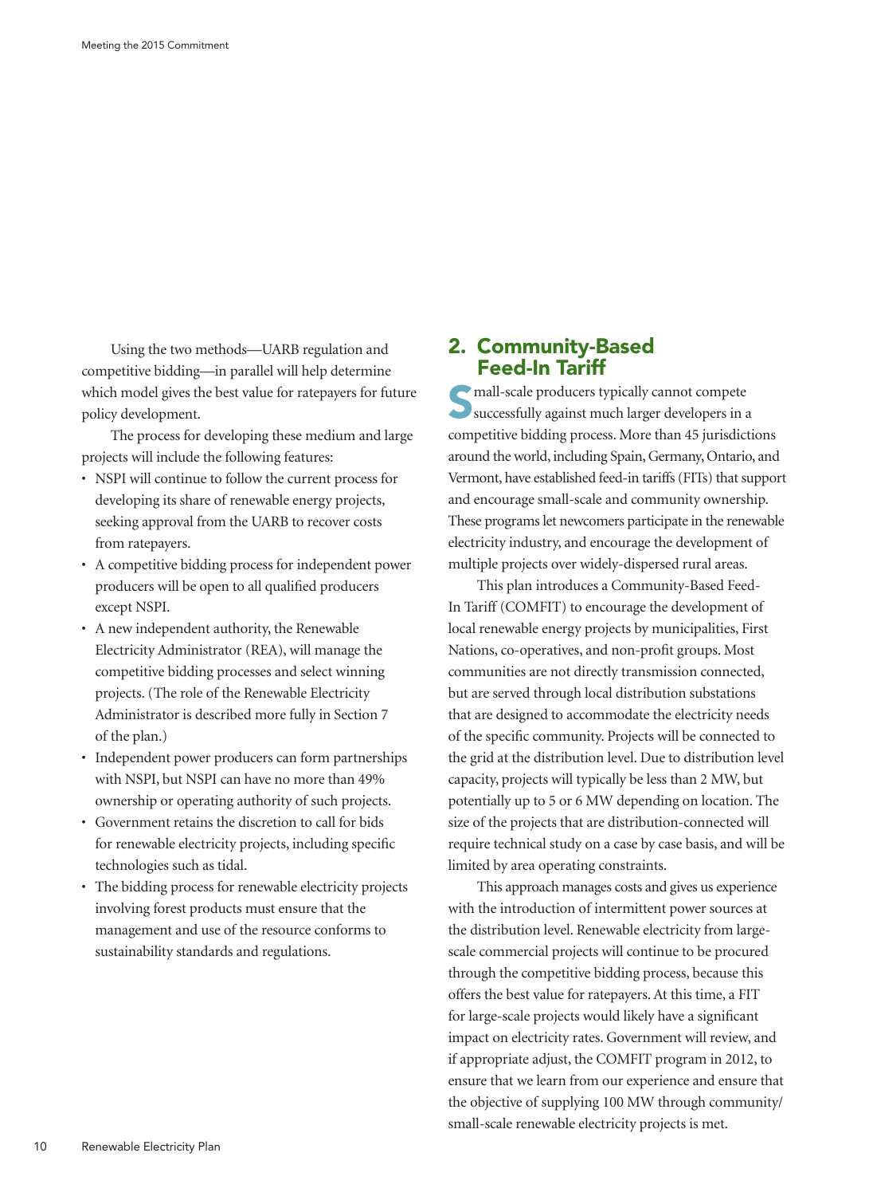Using the two methods—UARB regulation and competitive bidding—in parallel will help determine which model gives the best value for ratepayers for future policy development.

The process for developing these medium and large projects will include the following features:

- NSPI will continue to follow the current process for developing its share of renewable energy projects, seeking approval from the UARB to recover costs from ratepayers.
- A competitive bidding process for independent power producers will be open to all qualified producers except NSPI.
- A new independent authority, the Renewable Electricity Administrator (REA), will manage the competitive bidding processes and select winning projects. (The role of the Renewable Electricity Administrator is described more fully in Section 7 of the plan.)
- Independent power producers can form partnerships with NSPI, but NSPI can have no more than 49% ownership or operating authority of such projects.
- Government retains the discretion to call for bids for renewable electricity projects, including specific technologies such as tidal.
- The bidding process for renewable electricity projects involving forest products must ensure that the management and use of the resource conforms to sustainability standards and regulations.

## 2. Community-Based Feed-In Tariff

Small-scale producers typically cannot compete successfully against much larger developers in a competitive bidding process. More than 45 jurisdictions around the world, including Spain, Germany, Ontario, and Vermont, have established feed-in tariffs (FITs) that support and encourage small-scale and community ownership. These programs let newcomers participate in the renewable electricity industry, and encourage the development of multiple projects over widely-dispersed rural areas.

This plan introduces a Community-Based Feed-In Tariff (COMFIT) to encourage the development of local renewable energy projects by municipalities, First Nations, co-operatives, and non-profit groups. Most communities are not directly transmission connected, but are served through local distribution substations that are designed to accommodate the electricity needs of the specific community. Projects will be connected to the grid at the distribution level. Due to distribution level capacity, projects will typically be less than 2 MW, but potentially up to 5 or 6 MW depending on location. The size of the projects that are distribution-connected will require technical study on a case by case basis, and will be limited by area operating constraints.

This approach manages costs and gives us experience with the introduction of intermittent power sources at the distribution level. Renewable electricity from large-scale commercial projects will continue to be procured through the competitive bidding process, because this offers the best value for ratepayers. At this time, a FIT for large-scale projects would likely have a significant impact on electricity rates. Government will review, and if appropriate adjust, the COMFIT program in 2012, to ensure that we learn from our experience and ensure that the objective of supplying 100 MW through community/small-scale renewable electricity projects is met.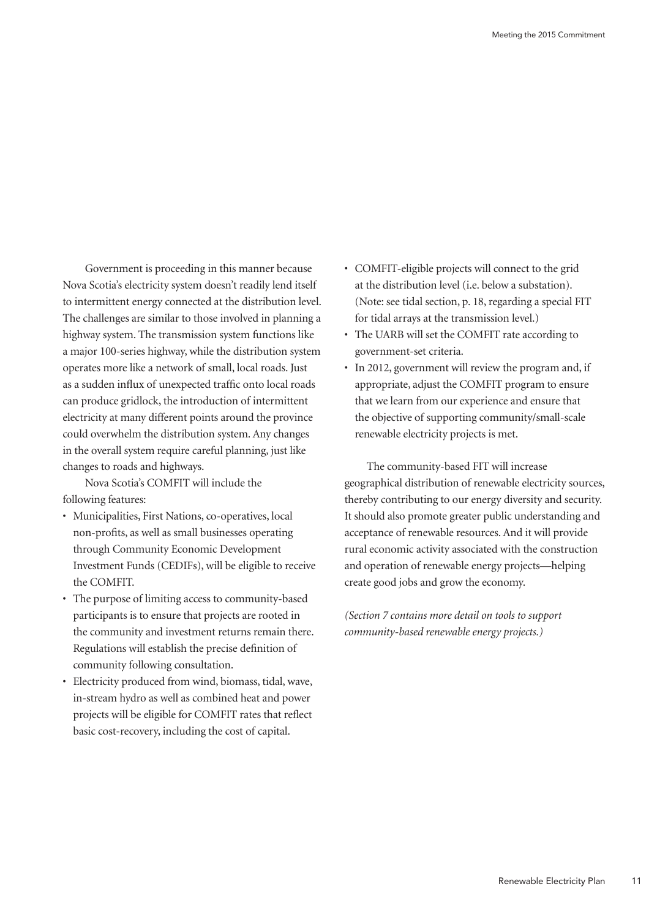Government is proceeding in this manner because Nova Scotia's electricity system doesn't readily lend itself to intermittent energy connected at the distribution level. The challenges are similar to those involved in planning a highway system. The transmission system functions like a major 100-series highway, while the distribution system operates more like a network of small, local roads. Just as a sudden influx of unexpected traffic onto local roads can produce gridlock, the introduction of intermittent electricity at many different points around the province could overwhelm the distribution system. Any changes in the overall system require careful planning, just like changes to roads and highways.

Nova Scotia's COMFIT will include the following features:

- Municipalities, First Nations, co-operatives, local non-profits, as well as small businesses operating through Community Economic Development Investment Funds (CEDIFs), will be eligible to receive the COMFIT.
- The purpose of limiting access to community-based participants is to ensure that projects are rooted in the community and investment returns remain there. Regulations will establish the precise definition of community following consultation.
- Electricity produced from wind, biomass, tidal, wave, in-stream hydro as well as combined heat and power projects will be eligible for COMFIT rates that reflect basic cost-recovery, including the cost of capital.
- COMFIT-eligible projects will connect to the grid at the distribution level (i.e. below a substation). (Note: see tidal section, p. 18, regarding a special FIT for tidal arrays at the transmission level.)
- The UARB will set the COMFIT rate according to government-set criteria.
- In 2012, government will review the program and, if appropriate, adjust the COMFIT program to ensure that we learn from our experience and ensure that the objective of supporting community/small-scale renewable electricity projects is met.

The community-based FIT will increase geographical distribution of renewable electricity sources, thereby contributing to our energy diversity and security. It should also promote greater public understanding and acceptance of renewable resources. And it will provide rural economic activity associated with the construction and operation of renewable energy projects—helping create good jobs and grow the economy.

*(Section 7 contains more detail on tools to support community-based renewable energy projects.)*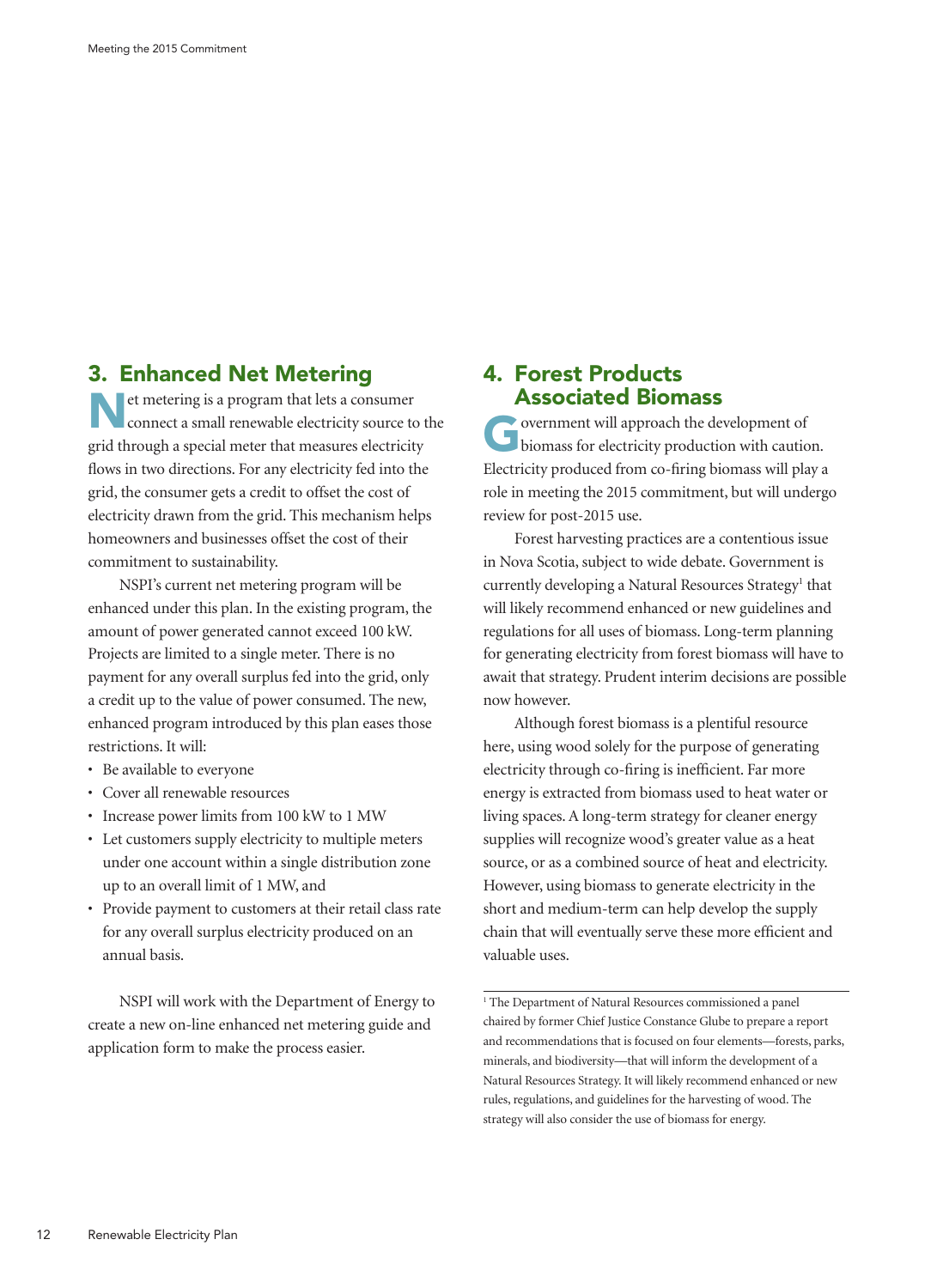## 3. Enhanced Net Metering

Net metering is a program that lets a consumer connect a small renewable electricity source to the grid through a special meter that measures electricity flows in two directions. For any electricity fed into the grid, the consumer gets a credit to offset the cost of electricity drawn from the grid. This mechanism helps homeowners and businesses offset the cost of their commitment to sustainability.

NSPI's current net metering program will be enhanced under this plan. In the existing program, the amount of power generated cannot exceed 100 kW. Projects are limited to a single meter. There is no payment for any overall surplus fed into the grid, only a credit up to the value of power consumed. The new, enhanced program introduced by this plan eases those restrictions. It will:

- Be available to everyone
- Cover all renewable resources
- Increase power limits from 100 kW to 1 MW
- Let customers supply electricity to multiple meters under one account within a single distribution zone up to an overall limit of 1 MW, and
- Provide payment to customers at their retail class rate for any overall surplus electricity produced on an annual basis.

NSPI will work with the Department of Energy to create a new on-line enhanced net metering guide and application form to make the process easier.

## 4. Forest Products Associated Biomass

Government will approach the development of biomass for electricity production with caution. Electricity produced from co-firing biomass will play a role in meeting the 2015 commitment, but will undergo review for post-2015 use.

Forest harvesting practices are a contentious issue in Nova Scotia, subject to wide debate. Government is currently developing a Natural Resources Strategy[1] that will likely recommend enhanced or new guidelines and regulations for all uses of biomass. Long-term planning for generating electricity from forest biomass will have to await that strategy. Prudent interim decisions are possible now however.

Although forest biomass is a plentiful resource here, using wood solely for the purpose of generating electricity through co-firing is inefficient. Far more energy is extracted from biomass used to heat water or living spaces. A long-term strategy for cleaner energy supplies will recognize wood's greater value as a heat source, or as a combined source of heat and electricity. However, using biomass to generate electricity in the short and medium-term can help develop the supply chain that will eventually serve these more efficient and valuable uses.

[1] The Department of Natural Resources commissioned a panel chaired by former Chief Justice Constance Glube to prepare a report and recommendations that is focused on four elements—forests, parks, minerals, and biodiversity—that will inform the development of a Natural Resources Strategy. It will likely recommend enhanced or new rules, regulations, and guidelines for the harvesting of wood. The strategy will also consider the use of biomass for energy.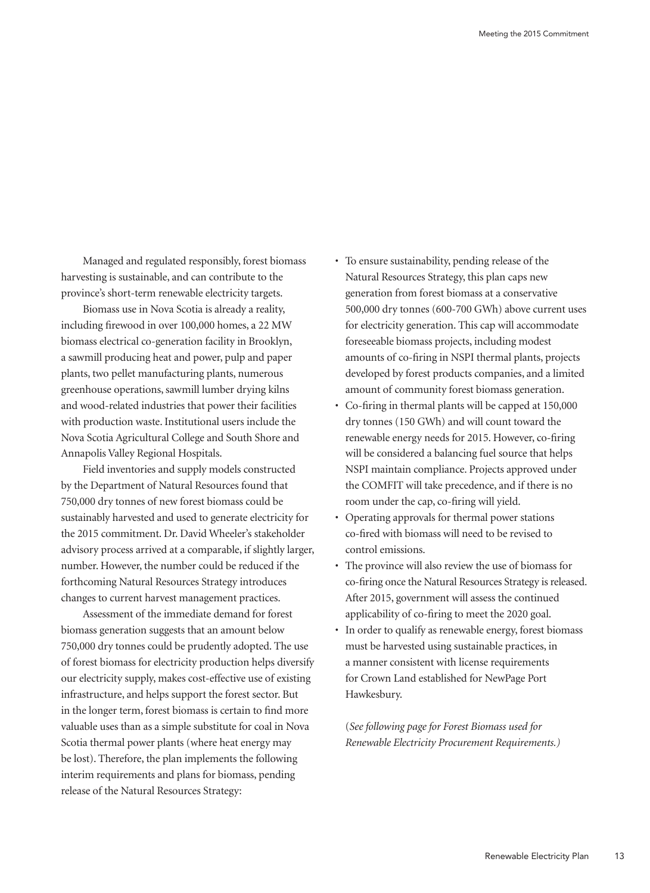Managed and regulated responsibly, forest biomass harvesting is sustainable, and can contribute to the province's short-term renewable electricity targets.

Biomass use in Nova Scotia is already a reality, including firewood in over 100,000 homes, a 22 MW biomass electrical co-generation facility in Brooklyn, a sawmill producing heat and power, pulp and paper plants, two pellet manufacturing plants, numerous greenhouse operations, sawmill lumber drying kilns and wood-related industries that power their facilities with production waste. Institutional users include the Nova Scotia Agricultural College and South Shore and Annapolis Valley Regional Hospitals.

Field inventories and supply models constructed by the Department of Natural Resources found that 750,000 dry tonnes of new forest biomass could be sustainably harvested and used to generate electricity for the 2015 commitment. Dr. David Wheeler's stakeholder advisory process arrived at a comparable, if slightly larger, number. However, the number could be reduced if the forthcoming Natural Resources Strategy introduces changes to current harvest management practices.

Assessment of the immediate demand for forest biomass generation suggests that an amount below 750,000 dry tonnes could be prudently adopted. The use of forest biomass for electricity production helps diversify our electricity supply, makes cost-effective use of existing infrastructure, and helps support the forest sector. But in the longer term, forest biomass is certain to find more valuable uses than as a simple substitute for coal in Nova Scotia thermal power plants (where heat energy may be lost). Therefore, the plan implements the following interim requirements and plans for biomass, pending release of the Natural Resources Strategy:

- To ensure sustainability, pending release of the Natural Resources Strategy, this plan caps new generation from forest biomass at a conservative 500,000 dry tonnes (600-700 GWh) above current uses for electricity generation. This cap will accommodate foreseeable biomass projects, including modest amounts of co-firing in NSPI thermal plants, projects developed by forest products companies, and a limited amount of community forest biomass generation.
- Co-firing in thermal plants will be capped at 150,000 dry tonnes (150 GWh) and will count toward the renewable energy needs for 2015. However, co-firing will be considered a balancing fuel source that helps NSPI maintain compliance. Projects approved under the COMFIT will take precedence, and if there is no room under the cap, co-firing will yield.
- Operating approvals for thermal power stations co-fired with biomass will need to be revised to control emissions.
- The province will also review the use of biomass for co-firing once the Natural Resources Strategy is released. After 2015, government will assess the continued applicability of co-firing to meet the 2020 goal.
- In order to qualify as renewable energy, forest biomass must be harvested using sustainable practices, in a manner consistent with license requirements for Crown Land established for NewPage Port Hawkesbury.

*(See following page for Forest Biomass used for Renewable Electricity Procurement Requirements.)*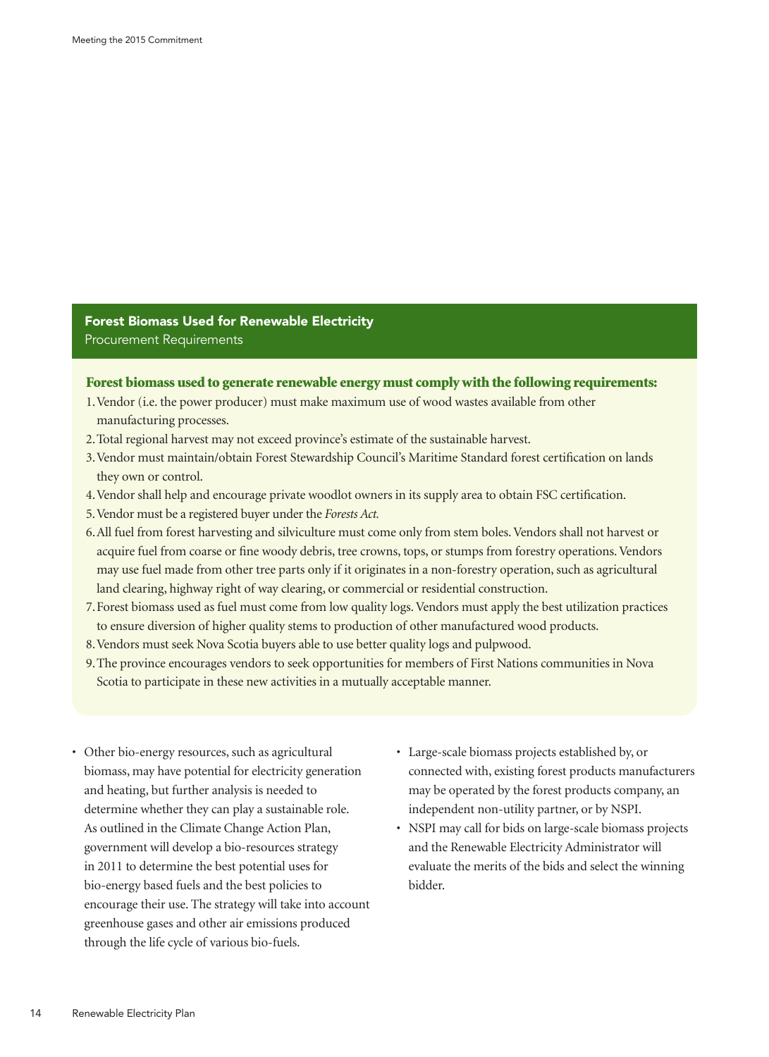## Forest Biomass Used for Renewable Electricity

Procurement Requirements

**Forest biomass used to generate renewable energy must comply with the following requirements:**

1. Vendor (i.e. the power producer) must make maximum use of wood wastes available from other manufacturing processes.
2. Total regional harvest may not exceed province's estimate of the sustainable harvest.
3. Vendor must maintain/obtain Forest Stewardship Council's Maritime Standard forest certification on lands they own or control.
4. Vendor shall help and encourage private woodlot owners in its supply area to obtain FSC certification.
5. Vendor must be a registered buyer under the *Forests Act.*
6. All fuel from forest harvesting and silviculture must come only from stem boles. Vendors shall not harvest or acquire fuel from coarse or fine woody debris, tree crowns, tops, or stumps from forestry operations. Vendors may use fuel made from other tree parts only if it originates in a non-forestry operation, such as agricultural land clearing, highway right of way clearing, or commercial or residential construction.
7. Forest biomass used as fuel must come from low quality logs. Vendors must apply the best utilization practices to ensure diversion of higher quality stems to production of other manufactured wood products.
8. Vendors must seek Nova Scotia buyers able to use better quality logs and pulpwood.
9. The province encourages vendors to seek opportunities for members of First Nations communities in Nova Scotia to participate in these new activities in a mutually acceptable manner.

- Other bio-energy resources, such as agricultural biomass, may have potential for electricity generation and heating, but further analysis is needed to determine whether they can play a sustainable role. As outlined in the Climate Change Action Plan, government will develop a bio-resources strategy in 2011 to determine the best potential uses for bio-energy based fuels and the best policies to encourage their use. The strategy will take into account greenhouse gases and other air emissions produced through the life cycle of various bio-fuels.
- Large-scale biomass projects established by, or connected with, existing forest products manufacturers may be operated by the forest products company, an independent non-utility partner, or by NSPI.
- NSPI may call for bids on large-scale biomass projects and the Renewable Electricity Administrator will evaluate the merits of the bids and select the winning bidder.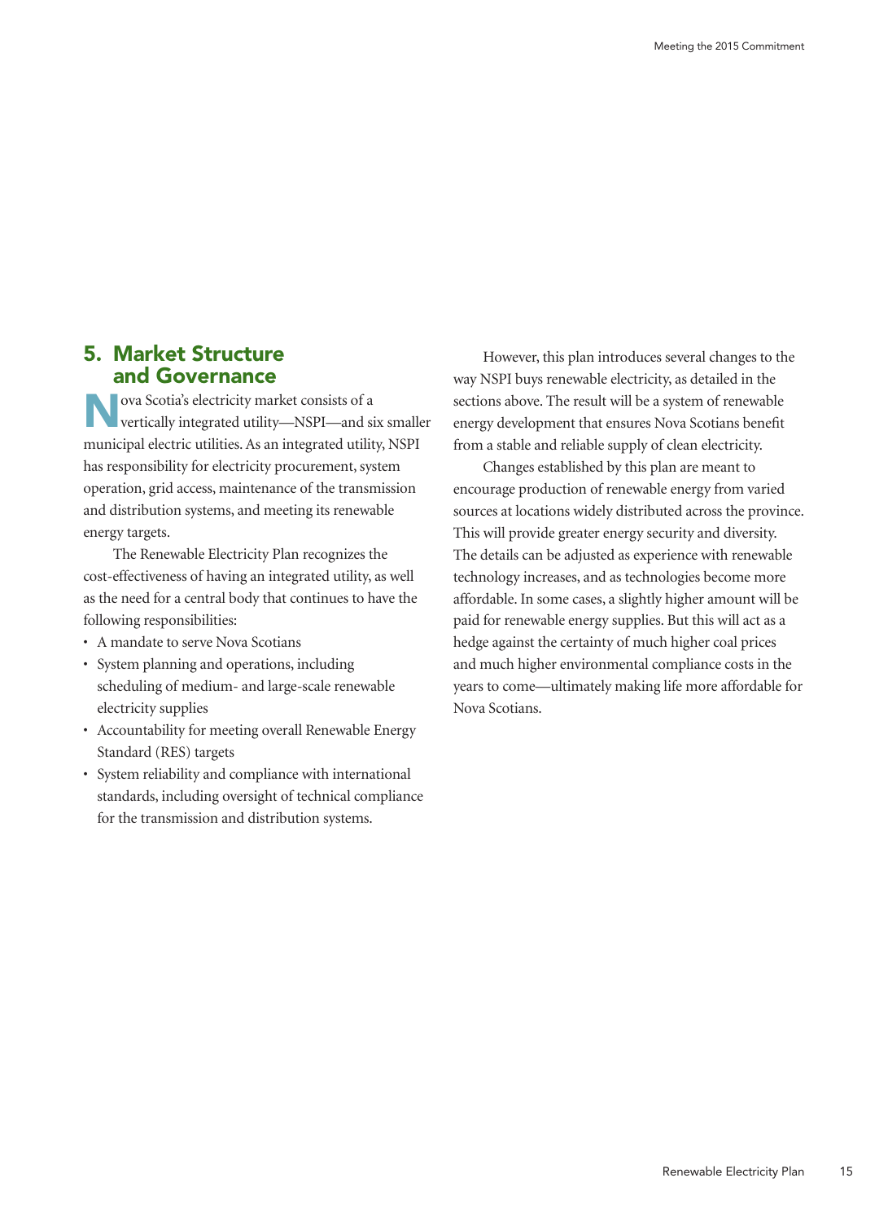## 5. Market Structure and Governance

Nova Scotia's electricity market consists of a vertically integrated utility—NSPI—and six smaller municipal electric utilities. As an integrated utility, NSPI has responsibility for electricity procurement, system operation, grid access, maintenance of the transmission and distribution systems, and meeting its renewable energy targets.

The Renewable Electricity Plan recognizes the cost-effectiveness of having an integrated utility, as well as the need for a central body that continues to have the following responsibilities:

- A mandate to serve Nova Scotians
- System planning and operations, including scheduling of medium- and large-scale renewable electricity supplies
- Accountability for meeting overall Renewable Energy Standard (RES) targets
- System reliability and compliance with international standards, including oversight of technical compliance for the transmission and distribution systems.

However, this plan introduces several changes to the way NSPI buys renewable electricity, as detailed in the sections above. The result will be a system of renewable energy development that ensures Nova Scotians benefit from a stable and reliable supply of clean electricity.

Changes established by this plan are meant to encourage production of renewable energy from varied sources at locations widely distributed across the province. This will provide greater energy security and diversity. The details can be adjusted as experience with renewable technology increases, and as technologies become more affordable. In some cases, a slightly higher amount will be paid for renewable energy supplies. But this will act as a hedge against the certainty of much higher coal prices and much higher environmental compliance costs in the years to come—ultimately making life more affordable for Nova Scotians.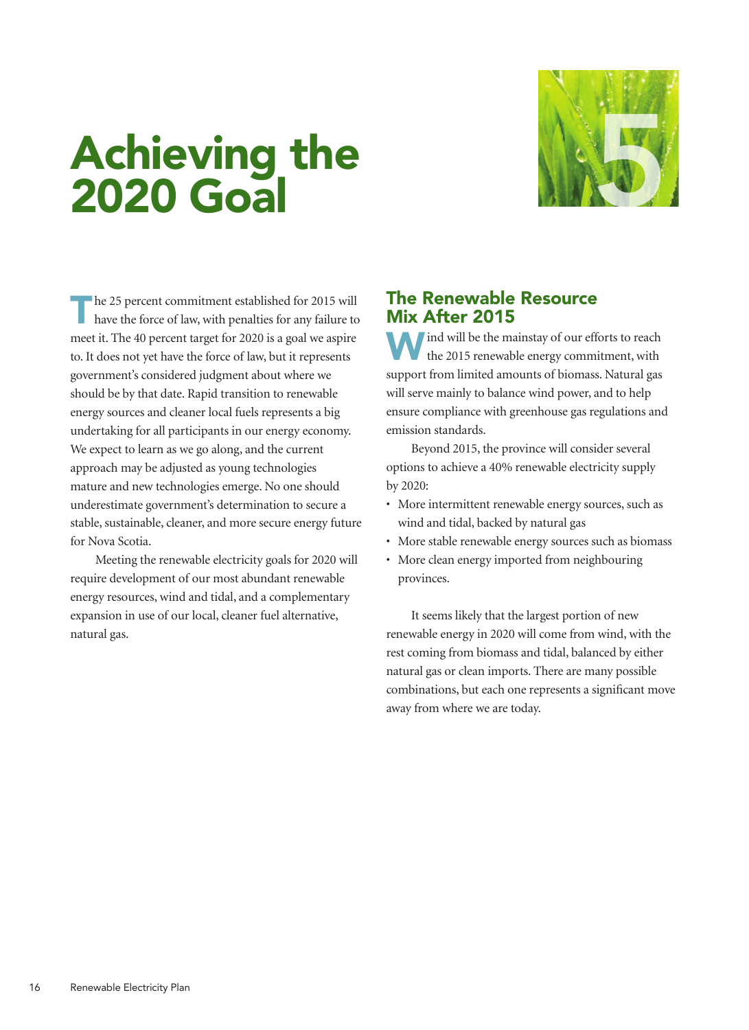# Achieving the 2020 Goal

The 25 percent commitment established for 2015 will have the force of law, with penalties for any failure to meet it. The 40 percent target for 2020 is a goal we aspire to. It does not yet have the force of law, but it represents government's considered judgment about where we should be by that date. Rapid transition to renewable energy sources and cleaner local fuels represents a big undertaking for all participants in our energy economy. We expect to learn as we go along, and the current approach may be adjusted as young technologies mature and new technologies emerge. No one should underestimate government's determination to secure a stable, sustainable, cleaner, and more secure energy future for Nova Scotia.

Meeting the renewable electricity goals for 2020 will require development of our most abundant renewable energy resources, wind and tidal, and a complementary expansion in use of our local, cleaner fuel alternative, natural gas.

## The Renewable Resource Mix After 2015

Wind will be the mainstay of our efforts to reach the 2015 renewable energy commitment, with support from limited amounts of biomass. Natural gas will serve mainly to balance wind power, and to help ensure compliance with greenhouse gas regulations and emission standards.

Beyond 2015, the province will consider several options to achieve a 40% renewable electricity supply by 2020:

- More intermittent renewable energy sources, such as wind and tidal, backed by natural gas
- More stable renewable energy sources such as biomass
- More clean energy imported from neighbouring provinces.

It seems likely that the largest portion of new renewable energy in 2020 will come from wind, with the rest coming from biomass and tidal, balanced by either natural gas or clean imports. There are many possible combinations, but each one represents a significant move away from where we are today.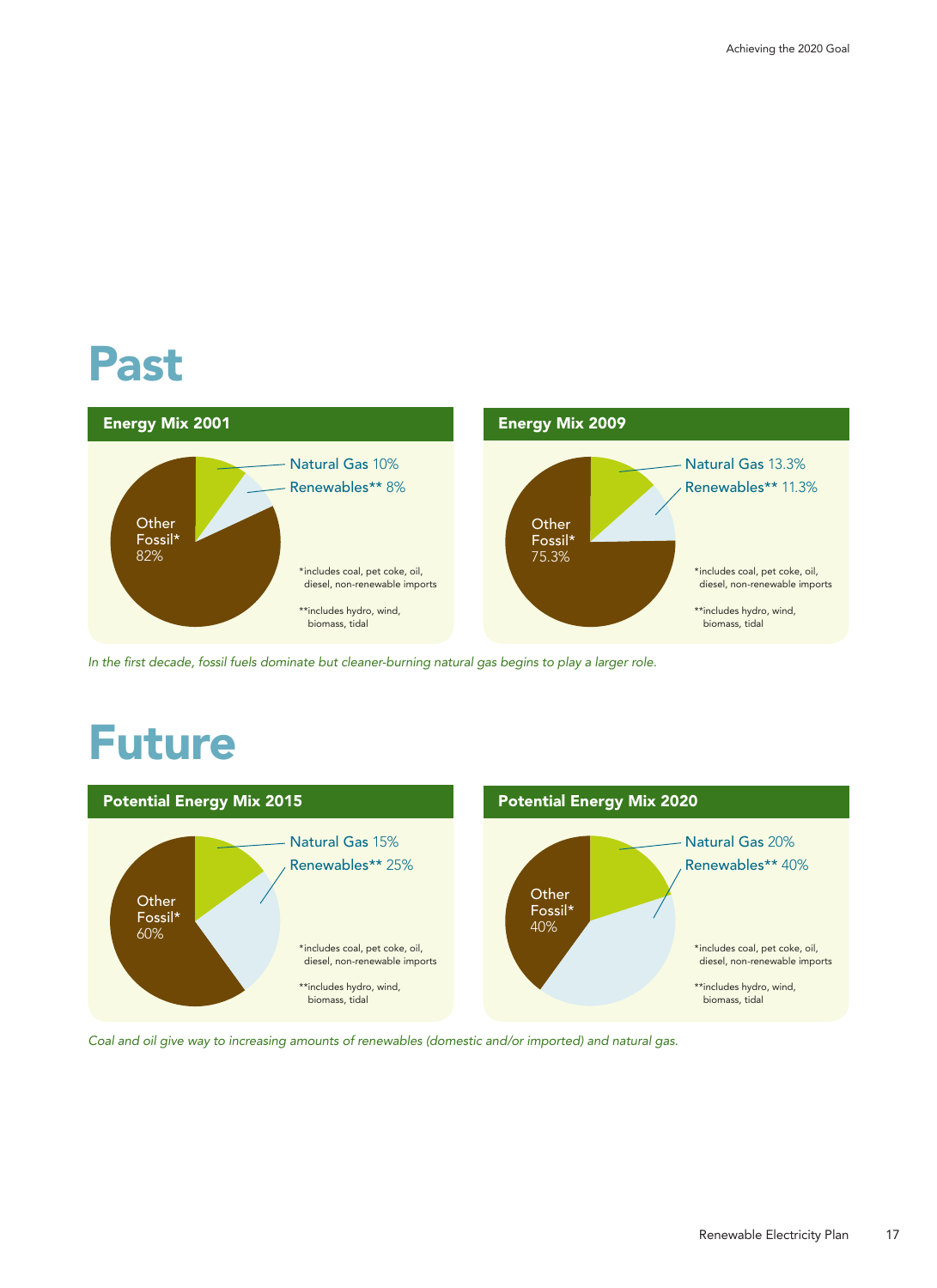# Past

## Energy Mix 2001

- Natural Gas 10%
- Renewables** 8%
- Other Fossil* 82%

*includes coal, pet coke, oil, diesel, non-renewable imports

**includes hydro, wind, biomass, tidal

## Energy Mix 2009

- Natural Gas 13.3%
- Renewables** 11.3%
- Other Fossil* 75.3%

*includes coal, pet coke, oil, diesel, non-renewable imports

**includes hydro, wind, biomass, tidal

*In the first decade, fossil fuels dominate but cleaner-burning natural gas begins to play a larger role.*

# Future

## Potential Energy Mix 2015

- Natural Gas 15%
- Renewables** 25%
- Other Fossil* 60%

*includes coal, pet coke, oil, diesel, non-renewable imports

**includes hydro, wind, biomass, tidal

## Potential Energy Mix 2020

- Natural Gas 20%
- Renewables** 40%
- Other Fossil* 40%

*includes coal, pet coke, oil, diesel, non-renewable imports

**includes hydro, wind, biomass, tidal

*Coal and oil give way to increasing amounts of renewables (domestic and/or imported) and natural gas.*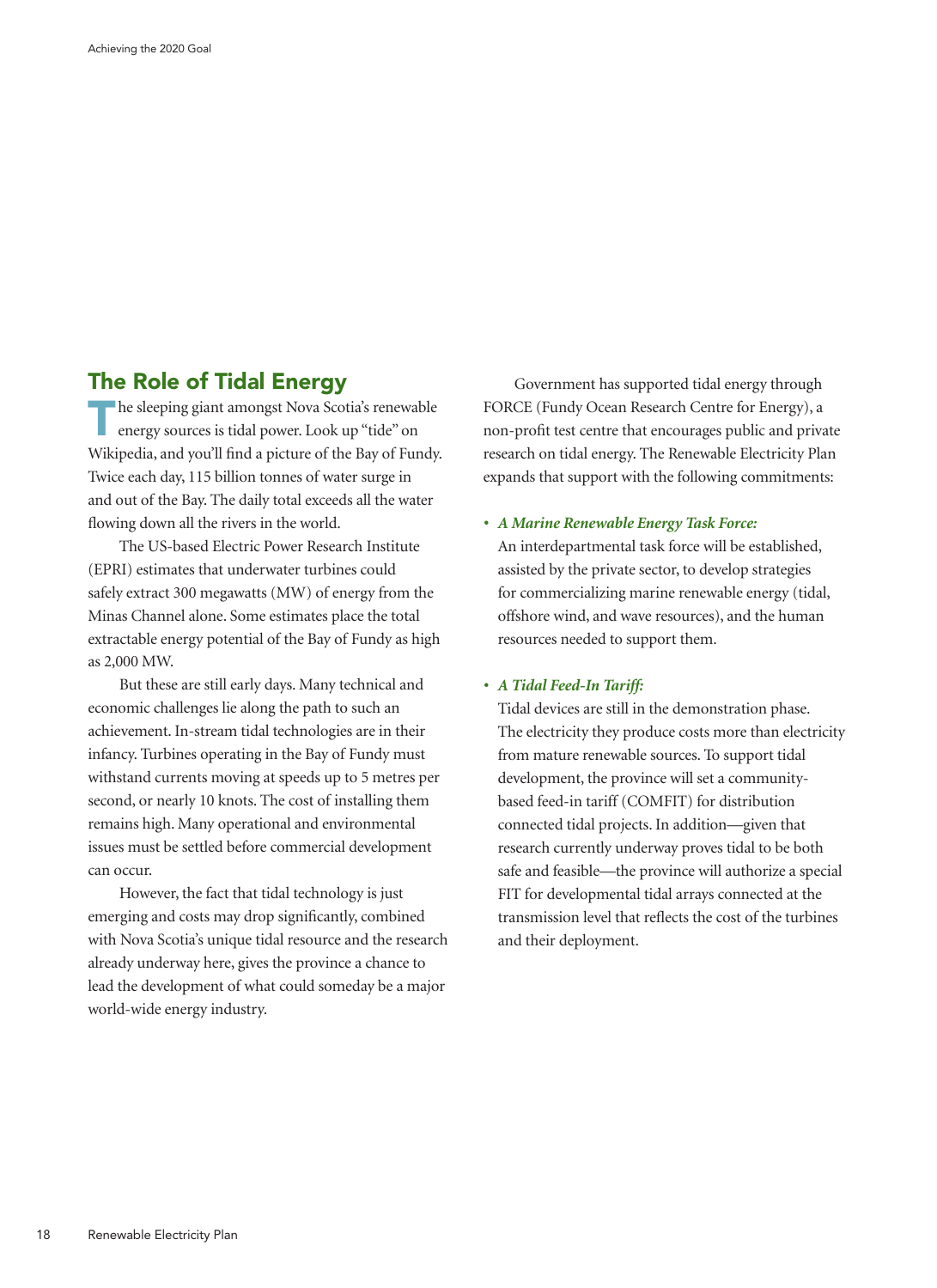## The Role of Tidal Energy

The sleeping giant amongst Nova Scotia's renewable energy sources is tidal power. Look up "tide" on Wikipedia, and you'll find a picture of the Bay of Fundy. Twice each day, 115 billion tonnes of water surge in and out of the Bay. The daily total exceeds all the water flowing down all the rivers in the world.

The US-based Electric Power Research Institute (EPRI) estimates that underwater turbines could safely extract 300 megawatts (MW) of energy from the Minas Channel alone. Some estimates place the total extractable energy potential of the Bay of Fundy as high as 2,000 MW.

But these are still early days. Many technical and economic challenges lie along the path to such an achievement. In-stream tidal technologies are in their infancy. Turbines operating in the Bay of Fundy must withstand currents moving at speeds up to 5 metres per second, or nearly 10 knots. The cost of installing them remains high. Many operational and environmental issues must be settled before commercial development can occur.

However, the fact that tidal technology is just emerging and costs may drop significantly, combined with Nova Scotia's unique tidal resource and the research already underway here, gives the province a chance to lead the development of what could someday be a major world-wide energy industry.

Government has supported tidal energy through FORCE (Fundy Ocean Research Centre for Energy), a non-profit test centre that encourages public and private research on tidal energy. The Renewable Electricity Plan expands that support with the following commitments:

- ***A Marine Renewable Energy Task Force:*** An interdepartmental task force will be established, assisted by the private sector, to develop strategies for commercializing marine renewable energy (tidal, offshore wind, and wave resources), and the human resources needed to support them.

- ***A Tidal Feed-In Tariff:*** Tidal devices are still in the demonstration phase. The electricity they produce costs more than electricity from mature renewable sources. To support tidal development, the province will set a community-based feed-in tariff (COMFIT) for distribution connected tidal projects. In addition—given that research currently underway proves tidal to be both safe and feasible—the province will authorize a special FIT for developmental tidal arrays connected at the transmission level that reflects the cost of the turbines and their deployment.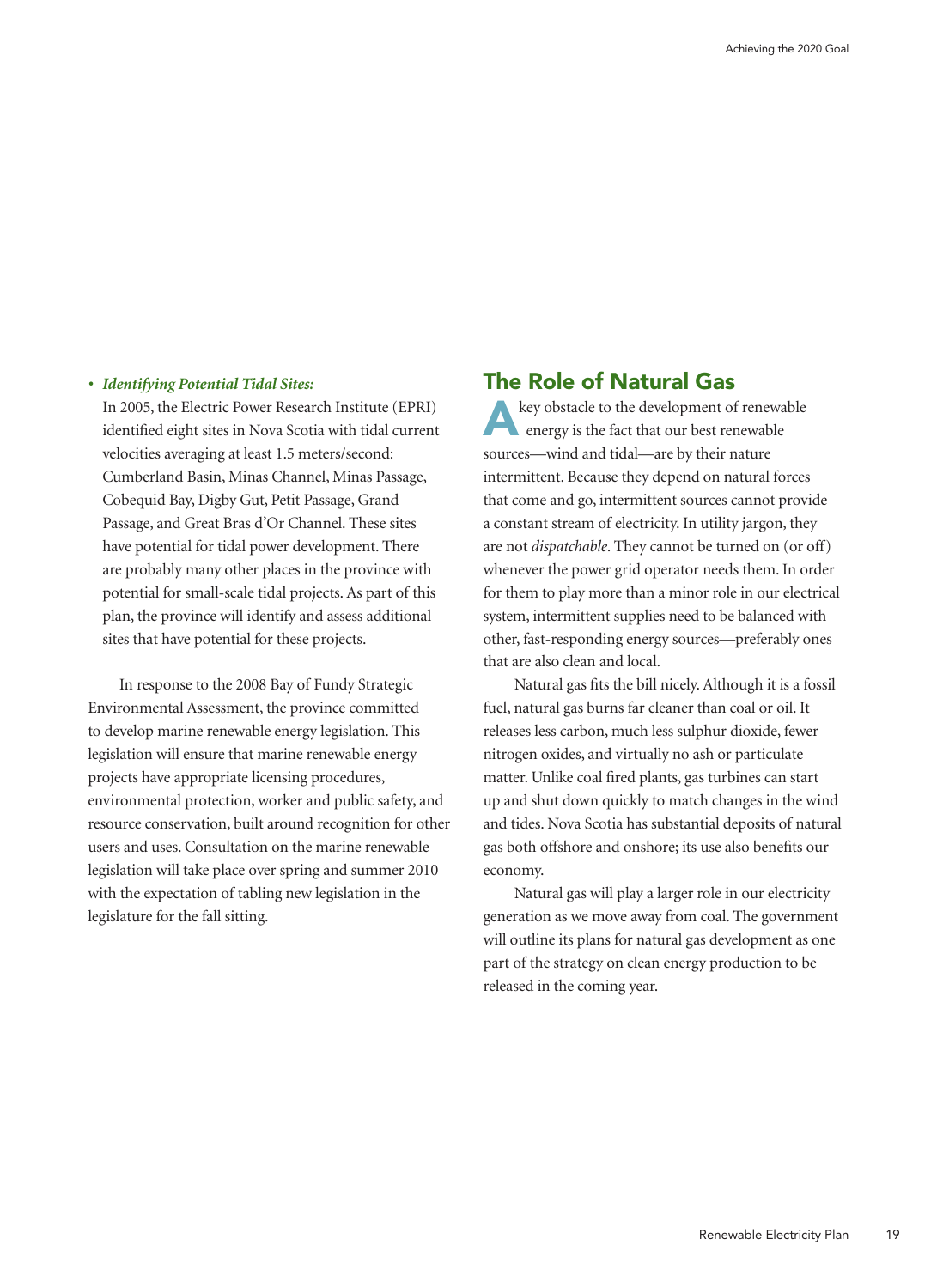- ***Identifying Potential Tidal Sites:*** In 2005, the Electric Power Research Institute (EPRI) identified eight sites in Nova Scotia with tidal current velocities averaging at least 1.5 meters/second: Cumberland Basin, Minas Channel, Minas Passage, Cobequid Bay, Digby Gut, Petit Passage, Grand Passage, and Great Bras d'Or Channel. These sites have potential for tidal power development. There are probably many other places in the province with potential for small-scale tidal projects. As part of this plan, the province will identify and assess additional sites that have potential for these projects.

In response to the 2008 Bay of Fundy Strategic Environmental Assessment, the province committed to develop marine renewable energy legislation. This legislation will ensure that marine renewable energy projects have appropriate licensing procedures, environmental protection, worker and public safety, and resource conservation, built around recognition for other users and uses. Consultation on the marine renewable legislation will take place over spring and summer 2010 with the expectation of tabling new legislation in the legislature for the fall sitting.

## The Role of Natural Gas

A key obstacle to the development of renewable energy is the fact that our best renewable sources—wind and tidal—are by their nature intermittent. Because they depend on natural forces that come and go, intermittent sources cannot provide a constant stream of electricity. In utility jargon, they are not *dispatchable*. They cannot be turned on (or off) whenever the power grid operator needs them. In order for them to play more than a minor role in our electrical system, intermittent supplies need to be balanced with other, fast-responding energy sources—preferably ones that are also clean and local.

Natural gas fits the bill nicely. Although it is a fossil fuel, natural gas burns far cleaner than coal or oil. It releases less carbon, much less sulphur dioxide, fewer nitrogen oxides, and virtually no ash or particulate matter. Unlike coal fired plants, gas turbines can start up and shut down quickly to match changes in the wind and tides. Nova Scotia has substantial deposits of natural gas both offshore and onshore; its use also benefits our economy.

Natural gas will play a larger role in our electricity generation as we move away from coal. The government will outline its plans for natural gas development as one part of the strategy on clean energy production to be released in the coming year.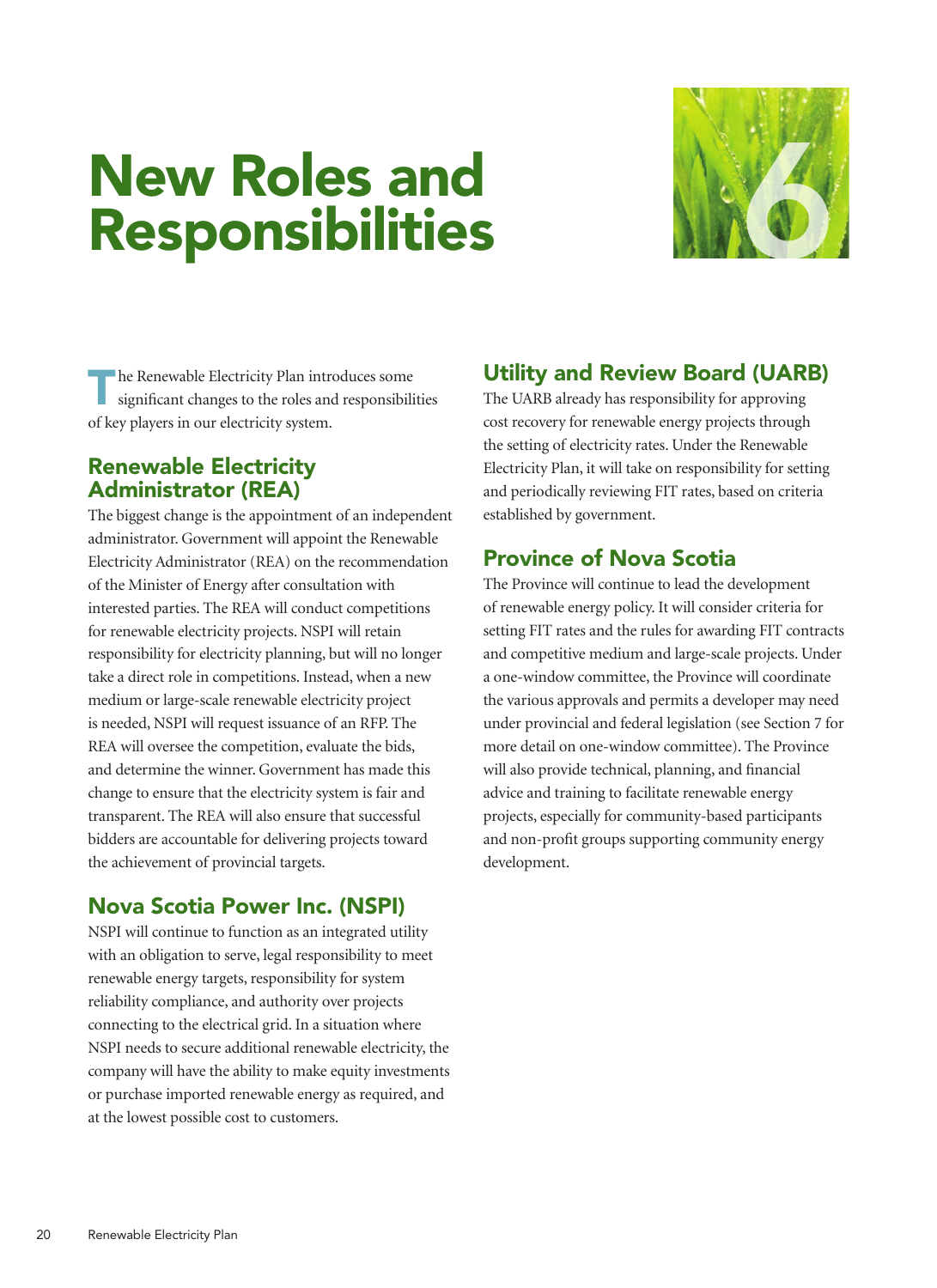# New Roles and Responsibilities

The Renewable Electricity Plan introduces some significant changes to the roles and responsibilities of key players in our electricity system.

## Renewable Electricity Administrator (REA)

The biggest change is the appointment of an independent administrator. Government will appoint the Renewable Electricity Administrator (REA) on the recommendation of the Minister of Energy after consultation with interested parties. The REA will conduct competitions for renewable electricity projects. NSPI will retain responsibility for electricity planning, but will no longer take a direct role in competitions. Instead, when a new medium or large-scale renewable electricity project is needed, NSPI will request issuance of an RFP. The REA will oversee the competition, evaluate the bids, and determine the winner. Government has made this change to ensure that the electricity system is fair and transparent. The REA will also ensure that successful bidders are accountable for delivering projects toward the achievement of provincial targets.

## Nova Scotia Power Inc. (NSPI)

NSPI will continue to function as an integrated utility with an obligation to serve, legal responsibility to meet renewable energy targets, responsibility for system reliability compliance, and authority over projects connecting to the electrical grid. In a situation where NSPI needs to secure additional renewable electricity, the company will have the ability to make equity investments or purchase imported renewable energy as required, and at the lowest possible cost to customers.

## Utility and Review Board (UARB)

The UARB already has responsibility for approving cost recovery for renewable energy projects through the setting of electricity rates. Under the Renewable Electricity Plan, it will take on responsibility for setting and periodically reviewing FIT rates, based on criteria established by government.

## Province of Nova Scotia

The Province will continue to lead the development of renewable energy policy. It will consider criteria for setting FIT rates and the rules for awarding FIT contracts and competitive medium and large-scale projects. Under a one-window committee, the Province will coordinate the various approvals and permits a developer may need under provincial and federal legislation (see Section 7 for more detail on one-window committee). The Province will also provide technical, planning, and financial advice and training to facilitate renewable energy projects, especially for community-based participants and non-profit groups supporting community energy development.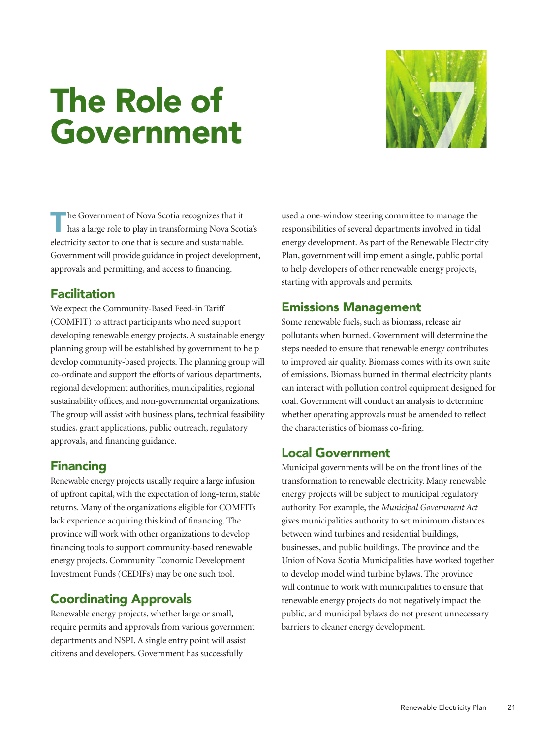# The Role of Government

The Government of Nova Scotia recognizes that it has a large role to play in transforming Nova Scotia's electricity sector to one that is secure and sustainable. Government will provide guidance in project development, approvals and permitting, and access to financing.

## Facilitation

We expect the Community-Based Feed-in Tariff (COMFIT) to attract participants who need support developing renewable energy projects. A sustainable energy planning group will be established by government to help develop community-based projects. The planning group will co-ordinate and support the efforts of various departments, regional development authorities, municipalities, regional sustainability offices, and non-governmental organizations. The group will assist with business plans, technical feasibility studies, grant applications, public outreach, regulatory approvals, and financing guidance.

## Financing

Renewable energy projects usually require a large infusion of upfront capital, with the expectation of long-term, stable returns. Many of the organizations eligible for COMFITs lack experience acquiring this kind of financing. The province will work with other organizations to develop financing tools to support community-based renewable energy projects. Community Economic Development Investment Funds (CEDIFs) may be one such tool.

## Coordinating Approvals

Renewable energy projects, whether large or small, require permits and approvals from various government departments and NSPI. A single entry point will assist citizens and developers. Government has successfully used a one-window steering committee to manage the responsibilities of several departments involved in tidal energy development. As part of the Renewable Electricity Plan, government will implement a single, public portal to help developers of other renewable energy projects, starting with approvals and permits.

## Emissions Management

Some renewable fuels, such as biomass, release air pollutants when burned. Government will determine the steps needed to ensure that renewable energy contributes to improved air quality. Biomass comes with its own suite of emissions. Biomass burned in thermal electricity plants can interact with pollution control equipment designed for coal. Government will conduct an analysis to determine whether operating approvals must be amended to reflect the characteristics of biomass co-firing.

## Local Government

Municipal governments will be on the front lines of the transformation to renewable electricity. Many renewable energy projects will be subject to municipal regulatory authority. For example, the *Municipal Government Act* gives municipalities authority to set minimum distances between wind turbines and residential buildings, businesses, and public buildings. The province and the Union of Nova Scotia Municipalities have worked together to develop model wind turbine bylaws. The province will continue to work with municipalities to ensure that renewable energy projects do not negatively impact the public, and municipal bylaws do not present unnecessary barriers to cleaner energy development.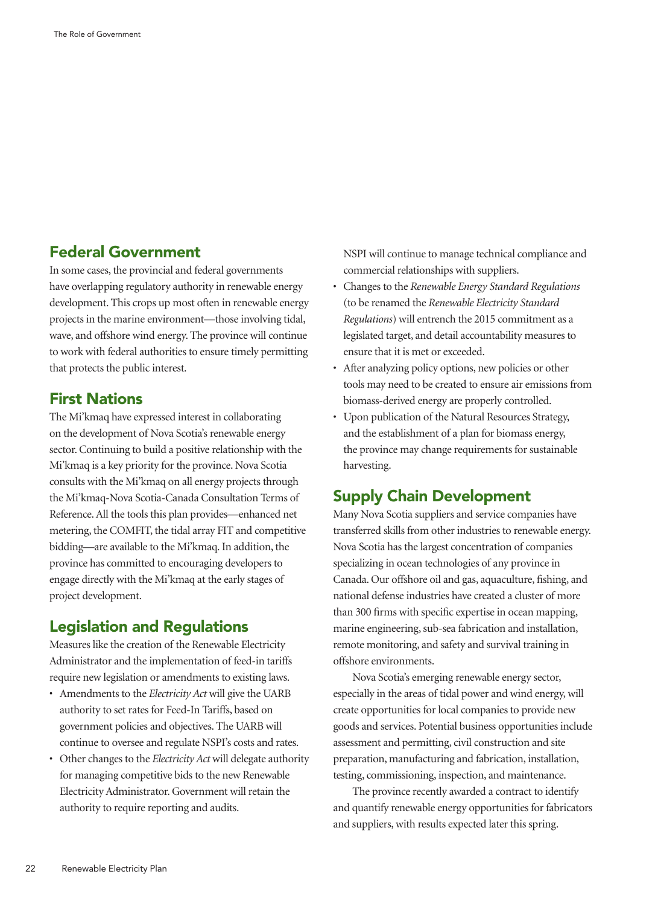## Federal Government

In some cases, the provincial and federal governments have overlapping regulatory authority in renewable energy development. This crops up most often in renewable energy projects in the marine environment—those involving tidal, wave, and offshore wind energy. The province will continue to work with federal authorities to ensure timely permitting that protects the public interest.

## First Nations

The Mi'kmaq have expressed interest in collaborating on the development of Nova Scotia's renewable energy sector. Continuing to build a positive relationship with the Mi'kmaq is a key priority for the province. Nova Scotia consults with the Mi'kmaq on all energy projects through the Mi'kmaq-Nova Scotia-Canada Consultation Terms of Reference. All the tools this plan provides—enhanced net metering, the COMFIT, the tidal array FIT and competitive bidding—are available to the Mi'kmaq. In addition, the province has committed to encouraging developers to engage directly with the Mi'kmaq at the early stages of project development.

## Legislation and Regulations

Measures like the creation of the Renewable Electricity Administrator and the implementation of feed-in tariffs require new legislation or amendments to existing laws.

- Amendments to the *Electricity Act* will give the UARB authority to set rates for Feed-In Tariffs, based on government policies and objectives. The UARB will continue to oversee and regulate NSPI's costs and rates.
- Other changes to the *Electricity Act* will delegate authority for managing competitive bids to the new Renewable Electricity Administrator. Government will retain the authority to require reporting and audits. NSPI will continue to manage technical compliance and commercial relationships with suppliers.
- Changes to the *Renewable Energy Standard Regulations* (to be renamed the *Renewable Electricity Standard Regulations*) will entrench the 2015 commitment as a legislated target, and detail accountability measures to ensure that it is met or exceeded.
- After analyzing policy options, new policies or other tools may need to be created to ensure air emissions from biomass-derived energy are properly controlled.
- Upon publication of the Natural Resources Strategy, and the establishment of a plan for biomass energy, the province may change requirements for sustainable harvesting.

## Supply Chain Development

Many Nova Scotia suppliers and service companies have transferred skills from other industries to renewable energy. Nova Scotia has the largest concentration of companies specializing in ocean technologies of any province in Canada. Our offshore oil and gas, aquaculture, fishing, and national defense industries have created a cluster of more than 300 firms with specific expertise in ocean mapping, marine engineering, sub-sea fabrication and installation, remote monitoring, and safety and survival training in offshore environments.

Nova Scotia's emerging renewable energy sector, especially in the areas of tidal power and wind energy, will create opportunities for local companies to provide new goods and services. Potential business opportunities include assessment and permitting, civil construction and site preparation, manufacturing and fabrication, installation, testing, commissioning, inspection, and maintenance.

The province recently awarded a contract to identify and quantify renewable energy opportunities for fabricators and suppliers, with results expected later this spring.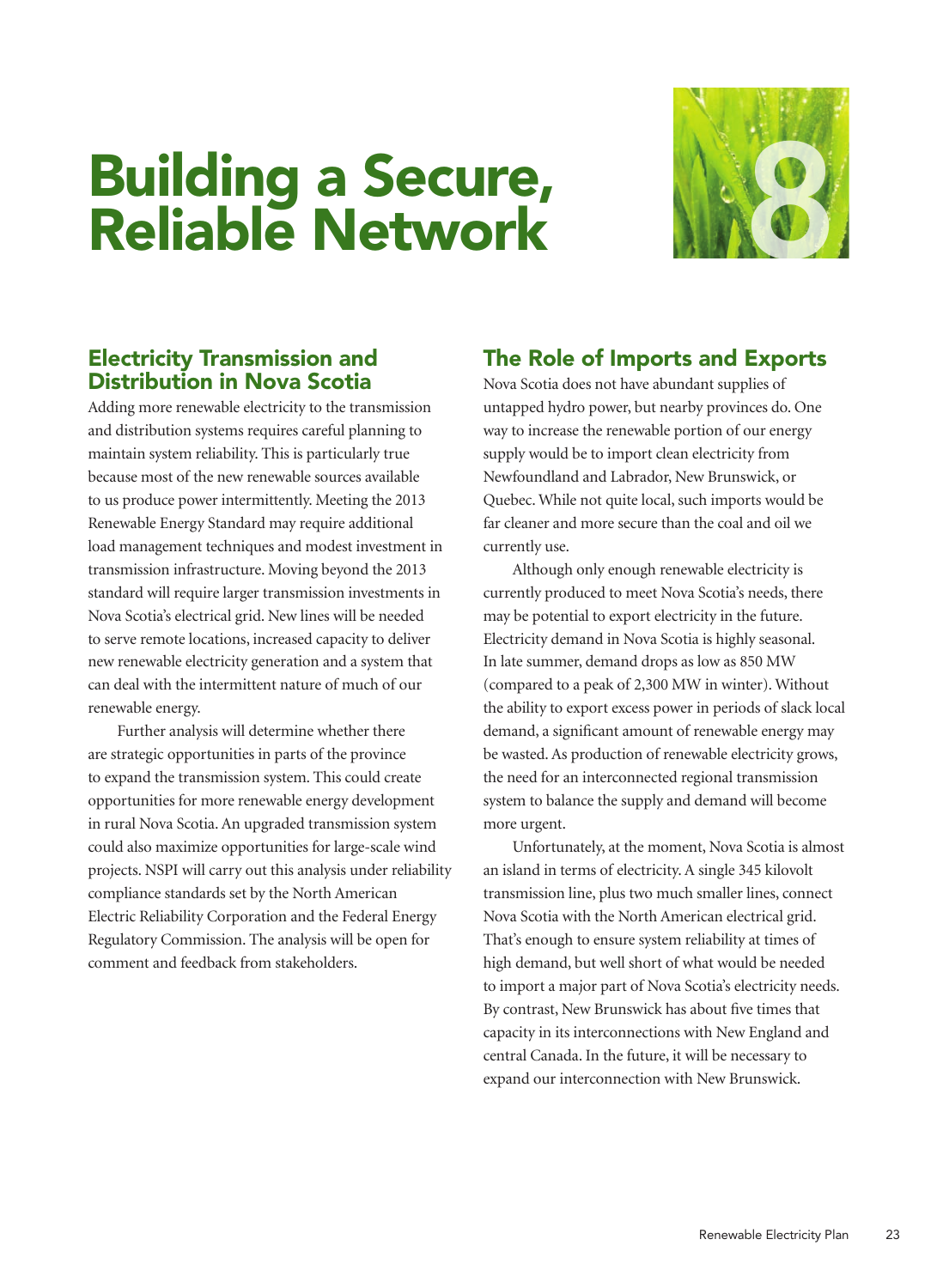# Building a Secure, Reliable Network

## Electricity Transmission and Distribution in Nova Scotia

Adding more renewable electricity to the transmission and distribution systems requires careful planning to maintain system reliability. This is particularly true because most of the new renewable sources available to us produce power intermittently. Meeting the 2013 Renewable Energy Standard may require additional load management techniques and modest investment in transmission infrastructure. Moving beyond the 2013 standard will require larger transmission investments in Nova Scotia's electrical grid. New lines will be needed to serve remote locations, increased capacity to deliver new renewable electricity generation and a system that can deal with the intermittent nature of much of our renewable energy.

Further analysis will determine whether there are strategic opportunities in parts of the province to expand the transmission system. This could create opportunities for more renewable energy development in rural Nova Scotia. An upgraded transmission system could also maximize opportunities for large-scale wind projects. NSPI will carry out this analysis under reliability compliance standards set by the North American Electric Reliability Corporation and the Federal Energy Regulatory Commission. The analysis will be open for comment and feedback from stakeholders.

## The Role of Imports and Exports

Nova Scotia does not have abundant supplies of untapped hydro power, but nearby provinces do. One way to increase the renewable portion of our energy supply would be to import clean electricity from Newfoundland and Labrador, New Brunswick, or Quebec. While not quite local, such imports would be far cleaner and more secure than the coal and oil we currently use.

Although only enough renewable electricity is currently produced to meet Nova Scotia's needs, there may be potential to export electricity in the future. Electricity demand in Nova Scotia is highly seasonal. In late summer, demand drops as low as 850 MW (compared to a peak of 2,300 MW in winter). Without the ability to export excess power in periods of slack local demand, a significant amount of renewable energy may be wasted. As production of renewable electricity grows, the need for an interconnected regional transmission system to balance the supply and demand will become more urgent.

Unfortunately, at the moment, Nova Scotia is almost an island in terms of electricity. A single 345 kilovolt transmission line, plus two much smaller lines, connect Nova Scotia with the North American electrical grid. That's enough to ensure system reliability at times of high demand, but well short of what would be needed to import a major part of Nova Scotia's electricity needs. By contrast, New Brunswick has about five times that capacity in its interconnections with New England and central Canada. In the future, it will be necessary to expand our interconnection with New Brunswick.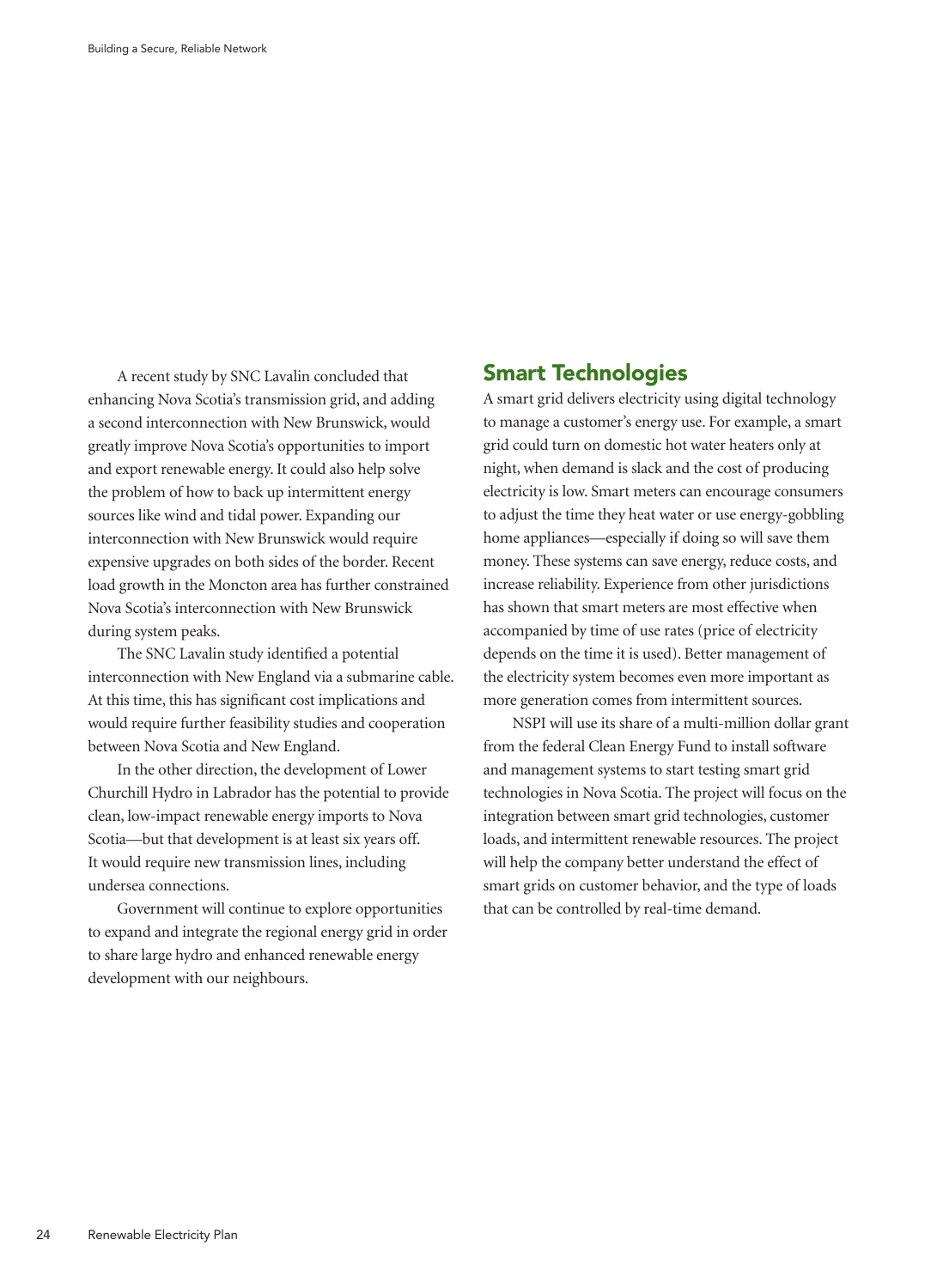A recent study by SNC Lavalin concluded that enhancing Nova Scotia's transmission grid, and adding a second interconnection with New Brunswick, would greatly improve Nova Scotia's opportunities to import and export renewable energy. It could also help solve the problem of how to back up intermittent energy sources like wind and tidal power. Expanding our interconnection with New Brunswick would require expensive upgrades on both sides of the border. Recent load growth in the Moncton area has further constrained Nova Scotia's interconnection with New Brunswick during system peaks.

The SNC Lavalin study identified a potential interconnection with New England via a submarine cable. At this time, this has significant cost implications and would require further feasibility studies and cooperation between Nova Scotia and New England.

In the other direction, the development of Lower Churchill Hydro in Labrador has the potential to provide clean, low-impact renewable energy imports to Nova Scotia—but that development is at least six years off. It would require new transmission lines, including undersea connections.

Government will continue to explore opportunities to expand and integrate the regional energy grid in order to share large hydro and enhanced renewable energy development with our neighbours.

## Smart Technologies

A smart grid delivers electricity using digital technology to manage a customer's energy use. For example, a smart grid could turn on domestic hot water heaters only at night, when demand is slack and the cost of producing electricity is low. Smart meters can encourage consumers to adjust the time they heat water or use energy-gobbling home appliances—especially if doing so will save them money. These systems can save energy, reduce costs, and increase reliability. Experience from other jurisdictions has shown that smart meters are most effective when accompanied by time of use rates (price of electricity depends on the time it is used). Better management of the electricity system becomes even more important as more generation comes from intermittent sources.

NSPI will use its share of a multi-million dollar grant from the federal Clean Energy Fund to install software and management systems to start testing smart grid technologies in Nova Scotia. The project will focus on the integration between smart grid technologies, customer loads, and intermittent renewable resources. The project will help the company better understand the effect of smart grids on customer behavior, and the type of loads that can be controlled by real-time demand.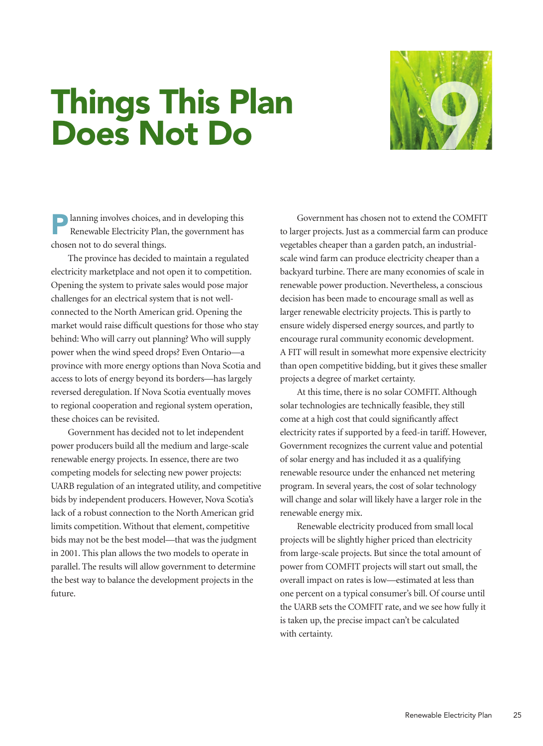# Things This Plan Does Not Do

Planning involves choices, and in developing this Renewable Electricity Plan, the government has chosen not to do several things.

The province has decided to maintain a regulated electricity marketplace and not open it to competition. Opening the system to private sales would pose major challenges for an electrical system that is not well-connected to the North American grid. Opening the market would raise difficult questions for those who stay behind: Who will carry out planning? Who will supply power when the wind speed drops? Even Ontario—a province with more energy options than Nova Scotia and access to lots of energy beyond its borders—has largely reversed deregulation. If Nova Scotia eventually moves to regional cooperation and regional system operation, these choices can be revisited.

Government has decided not to let independent power producers build all the medium and large-scale renewable energy projects. In essence, there are two competing models for selecting new power projects: UARB regulation of an integrated utility, and competitive bids by independent producers. However, Nova Scotia's lack of a robust connection to the North American grid limits competition. Without that element, competitive bids may not be the best model—that was the judgment in 2001. This plan allows the two models to operate in parallel. The results will allow government to determine the best way to balance the development projects in the future.

Government has chosen not to extend the COMFIT to larger projects. Just as a commercial farm can produce vegetables cheaper than a garden patch, an industrial-scale wind farm can produce electricity cheaper than a backyard turbine. There are many economies of scale in renewable power production. Nevertheless, a conscious decision has been made to encourage small as well as larger renewable electricity projects. This is partly to ensure widely dispersed energy sources, and partly to encourage rural community economic development. A FIT will result in somewhat more expensive electricity than open competitive bidding, but it gives these smaller projects a degree of market certainty.

At this time, there is no solar COMFIT. Although solar technologies are technically feasible, they still come at a high cost that could significantly affect electricity rates if supported by a feed-in tariff. However, Government recognizes the current value and potential of solar energy and has included it as a qualifying renewable resource under the enhanced net metering program. In several years, the cost of solar technology will change and solar will likely have a larger role in the renewable energy mix.

Renewable electricity produced from small local projects will be slightly higher priced than electricity from large-scale projects. But since the total amount of power from COMFIT projects will start out small, the overall impact on rates is low—estimated at less than one percent on a typical consumer's bill. Of course until the UARB sets the COMFIT rate, and we see how fully it is taken up, the precise impact can't be calculated with certainty.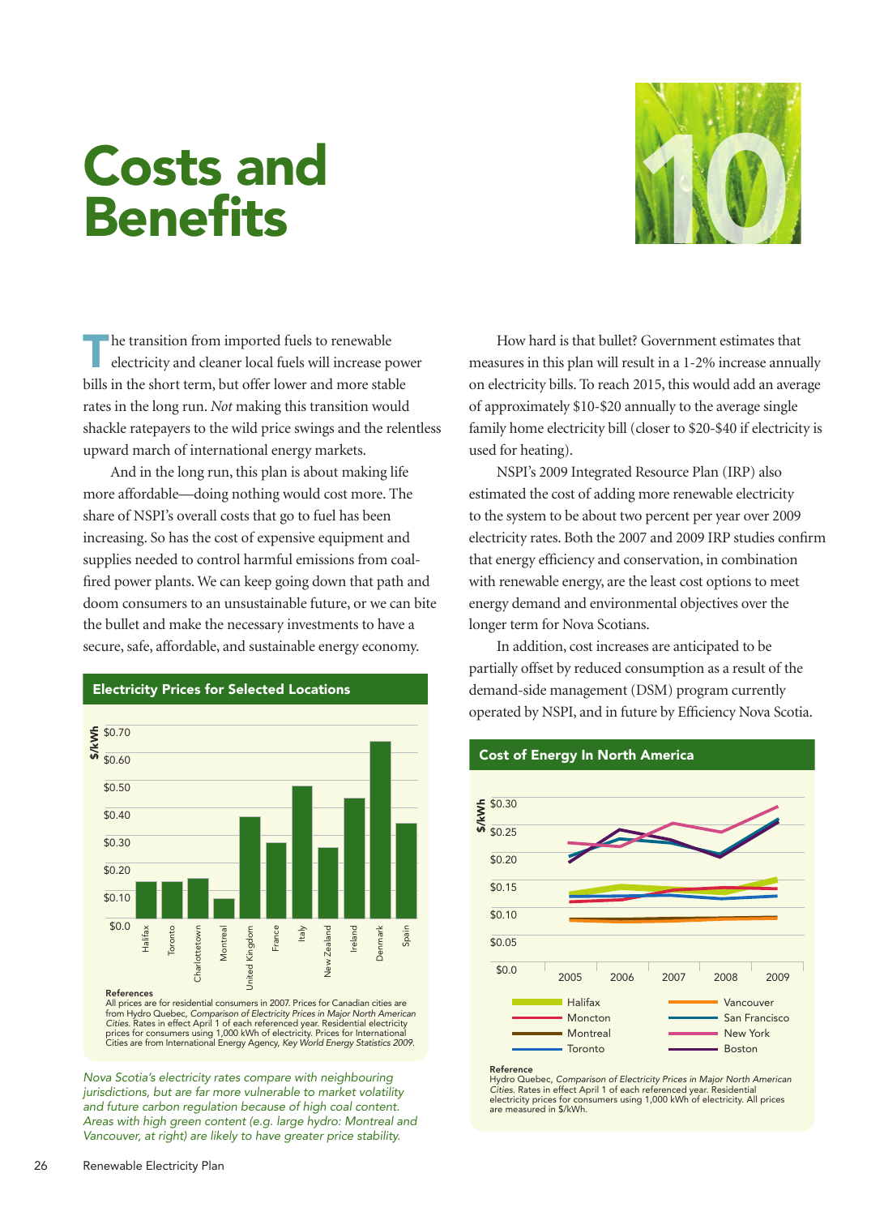# Costs and Benefits

The transition from imported fuels to renewable electricity and cleaner local fuels will increase power bills in the short term, but offer lower and more stable rates in the long run. *Not* making this transition would shackle ratepayers to the wild price swings and the relentless upward march of international energy markets.

And in the long run, this plan is about making life more affordable—doing nothing would cost more. The share of NSPI's overall costs that go to fuel has been increasing. So has the cost of expensive equipment and supplies needed to control harmful emissions from coal-fired power plants. We can keep going down that path and doom consumers to an unsustainable future, or we can bite the bullet and make the necessary investments to have a secure, safe, affordable, and sustainable energy economy.

### Electricity Prices for Selected Locations

$/kWh; y-axis: $0.0 – $0.70

Locations: Halifax, Toronto, Charlottetown, Montreal, United Kingdom, France, Italy, New Zealand, Ireland, Denmark, Spain

**References**
All prices are for residential consumers in 2007. Prices for Canadian cities are from Hydro Quebec, *Comparison of Electricity Prices in Major North American Cities.* Rates in effect April 1 of each referenced year. Residential electricity prices for consumers using 1,000 kWh of electricity. Prices for International Cities are from International Energy Agency, *Key World Energy Statistics 2009.*

*Nova Scotia's electricity rates compare with neighbouring jurisdictions, but are far more vulnerable to market volatility and future carbon regulation because of high coal content. Areas with high green content (e.g. large hydro: Montreal and Vancouver, at right) are likely to have greater price stability.*

How hard is that bullet? Government estimates that measures in this plan will result in a 1-2% increase annually on electricity bills. To reach 2015, this would add an average of approximately $10-$20 annually to the average single family home electricity bill (closer to $20-$40 if electricity is used for heating).

NSPI's 2009 Integrated Resource Plan (IRP) also estimated the cost of adding more renewable electricity to the system to be about two percent per year over 2009 electricity rates. Both the 2007 and 2009 IRP studies confirm that energy efficiency and conservation, in combination with renewable energy, are the least cost options to meet energy demand and environmental objectives over the longer term for Nova Scotians.

In addition, cost increases are anticipated to be partially offset by reduced consumption as a result of the demand-side management (DSM) program currently operated by NSPI, and in future by Efficiency Nova Scotia.

### Cost of Energy In North America

$/kWh; y-axis: $0.0 – $0.30; years: 2005, 2006, 2007, 2008, 2009

Legend: Halifax, Moncton, Montreal, Toronto, Vancouver, San Francisco, New York, Boston

**Reference**
Hydro Quebec, *Comparison of Electricity Prices in Major North American Cities.* Rates in effect April 1 of each referenced year. Residential electricity prices for consumers using 1,000 kWh of electricity. All prices are measured in $/kWh.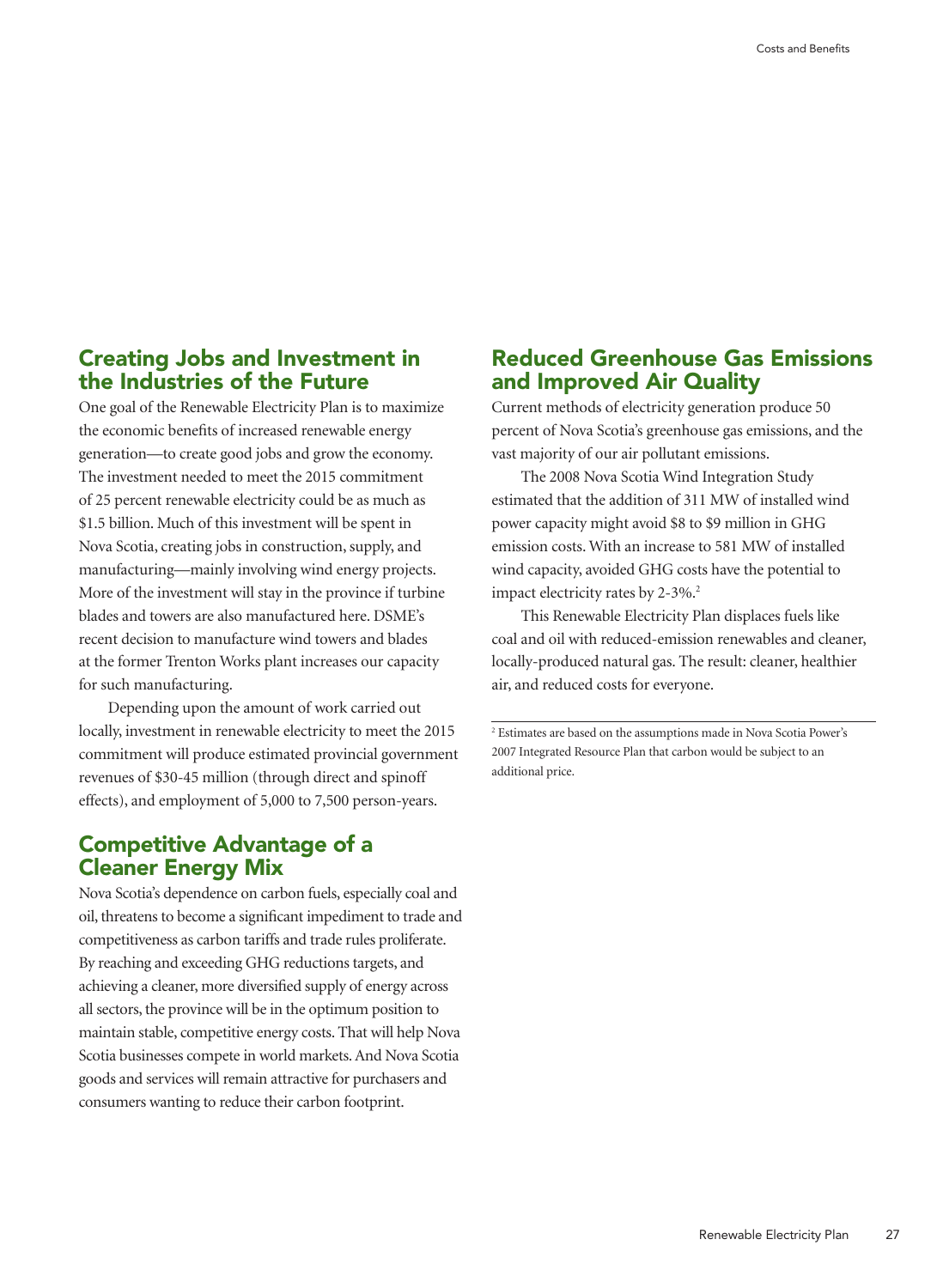## Creating Jobs and Investment in the Industries of the Future

One goal of the Renewable Electricity Plan is to maximize the economic benefits of increased renewable energy generation—to create good jobs and grow the economy. The investment needed to meet the 2015 commitment of 25 percent renewable electricity could be as much as $1.5 billion. Much of this investment will be spent in Nova Scotia, creating jobs in construction, supply, and manufacturing—mainly involving wind energy projects. More of the investment will stay in the province if turbine blades and towers are also manufactured here. DSME's recent decision to manufacture wind towers and blades at the former Trenton Works plant increases our capacity for such manufacturing.

Depending upon the amount of work carried out locally, investment in renewable electricity to meet the 2015 commitment will produce estimated provincial government revenues of $30-45 million (through direct and spinoff effects), and employment of 5,000 to 7,500 person-years.

## Competitive Advantage of a Cleaner Energy Mix

Nova Scotia's dependence on carbon fuels, especially coal and oil, threatens to become a significant impediment to trade and competitiveness as carbon tariffs and trade rules proliferate. By reaching and exceeding GHG reductions targets, and achieving a cleaner, more diversified supply of energy across all sectors, the province will be in the optimum position to maintain stable, competitive energy costs. That will help Nova Scotia businesses compete in world markets. And Nova Scotia goods and services will remain attractive for purchasers and consumers wanting to reduce their carbon footprint.

## Reduced Greenhouse Gas Emissions and Improved Air Quality

Current methods of electricity generation produce 50 percent of Nova Scotia's greenhouse gas emissions, and the vast majority of our air pollutant emissions.

The 2008 Nova Scotia Wind Integration Study estimated that the addition of 311 MW of installed wind power capacity might avoid $8 to $9 million in GHG emission costs. With an increase to 581 MW of installed wind capacity, avoided GHG costs have the potential to impact electricity rates by 2-3%.[2]

This Renewable Electricity Plan displaces fuels like coal and oil with reduced-emission renewables and cleaner, locally-produced natural gas. The result: cleaner, healthier air, and reduced costs for everyone.

---

[2] Estimates are based on the assumptions made in Nova Scotia Power's 2007 Integrated Resource Plan that carbon would be subject to an additional price.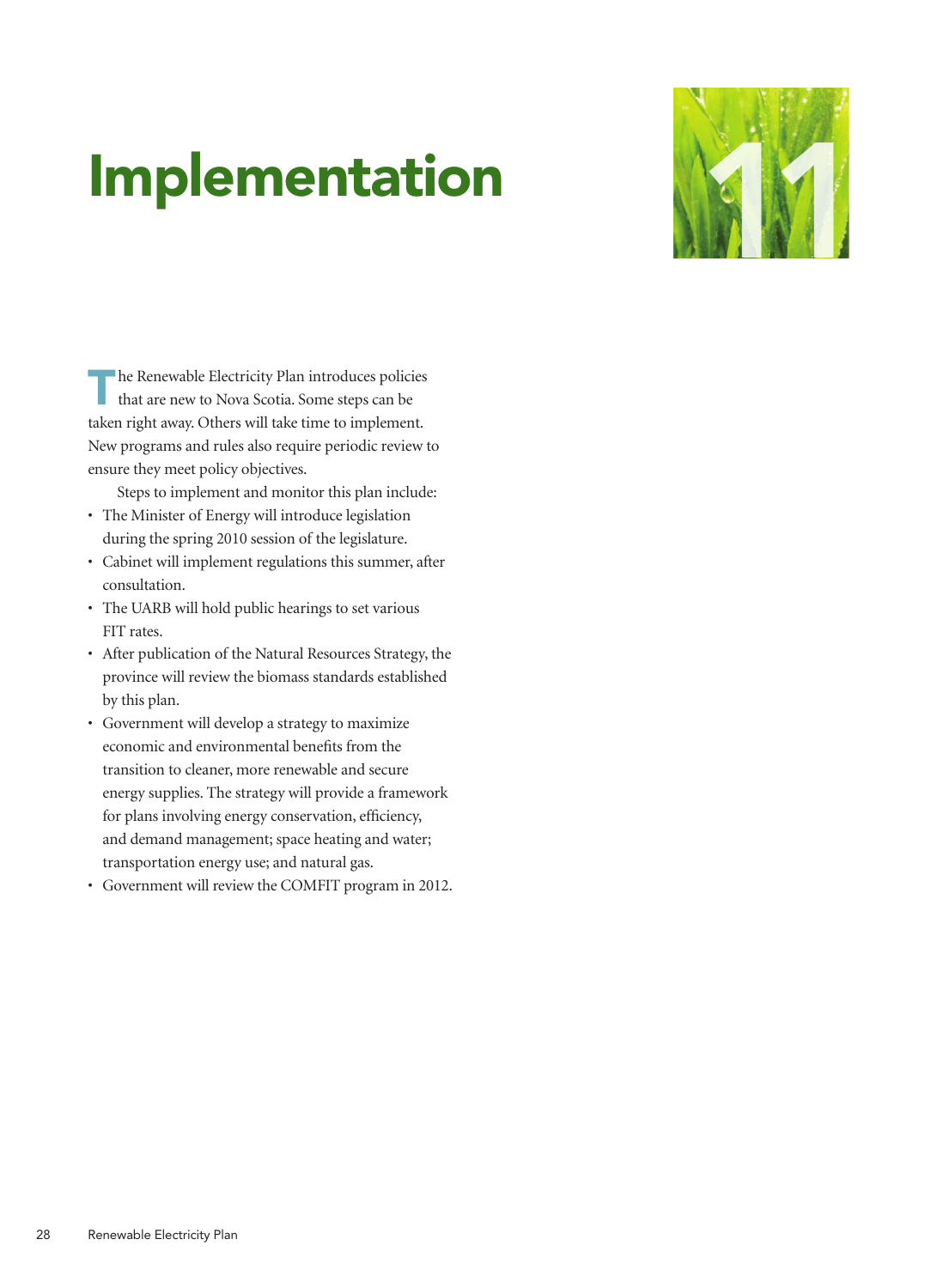# Implementation

11

The Renewable Electricity Plan introduces policies that are new to Nova Scotia. Some steps can be taken right away. Others will take time to implement. New programs and rules also require periodic review to ensure they meet policy objectives.

Steps to implement and monitor this plan include:

- The Minister of Energy will introduce legislation during the spring 2010 session of the legislature.
- Cabinet will implement regulations this summer, after consultation.
- The UARB will hold public hearings to set various FIT rates.
- After publication of the Natural Resources Strategy, the province will review the biomass standards established by this plan.
- Government will develop a strategy to maximize economic and environmental benefits from the transition to cleaner, more renewable and secure energy supplies. The strategy will provide a framework for plans involving energy conservation, efficiency, and demand management; space heating and water; transportation energy use; and natural gas.
- Government will review the COMFIT program in 2012.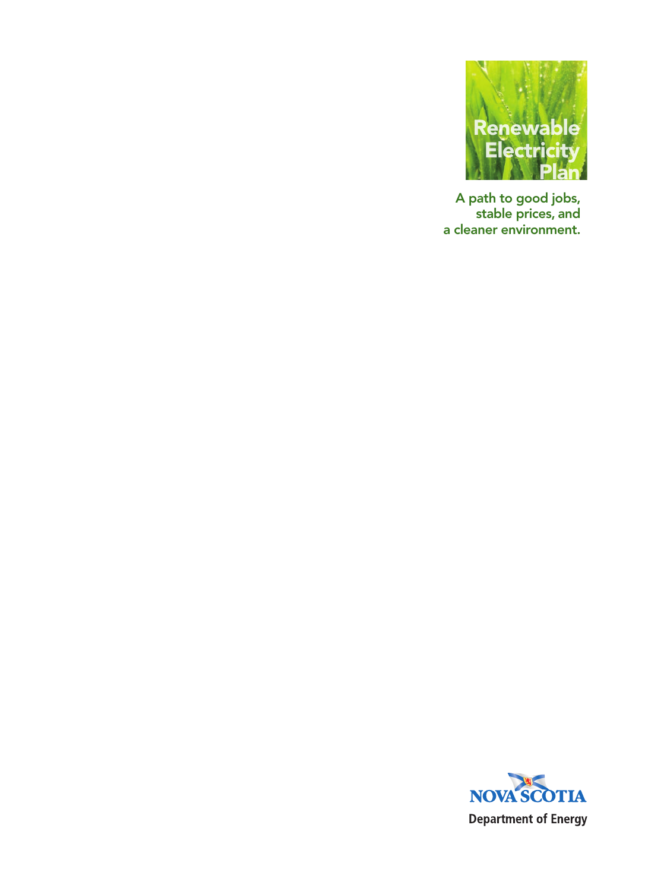Renewable Electricity Plan

A path to good jobs, stable prices, and a cleaner environment.

NOVA SCOTIA

Department of Energy